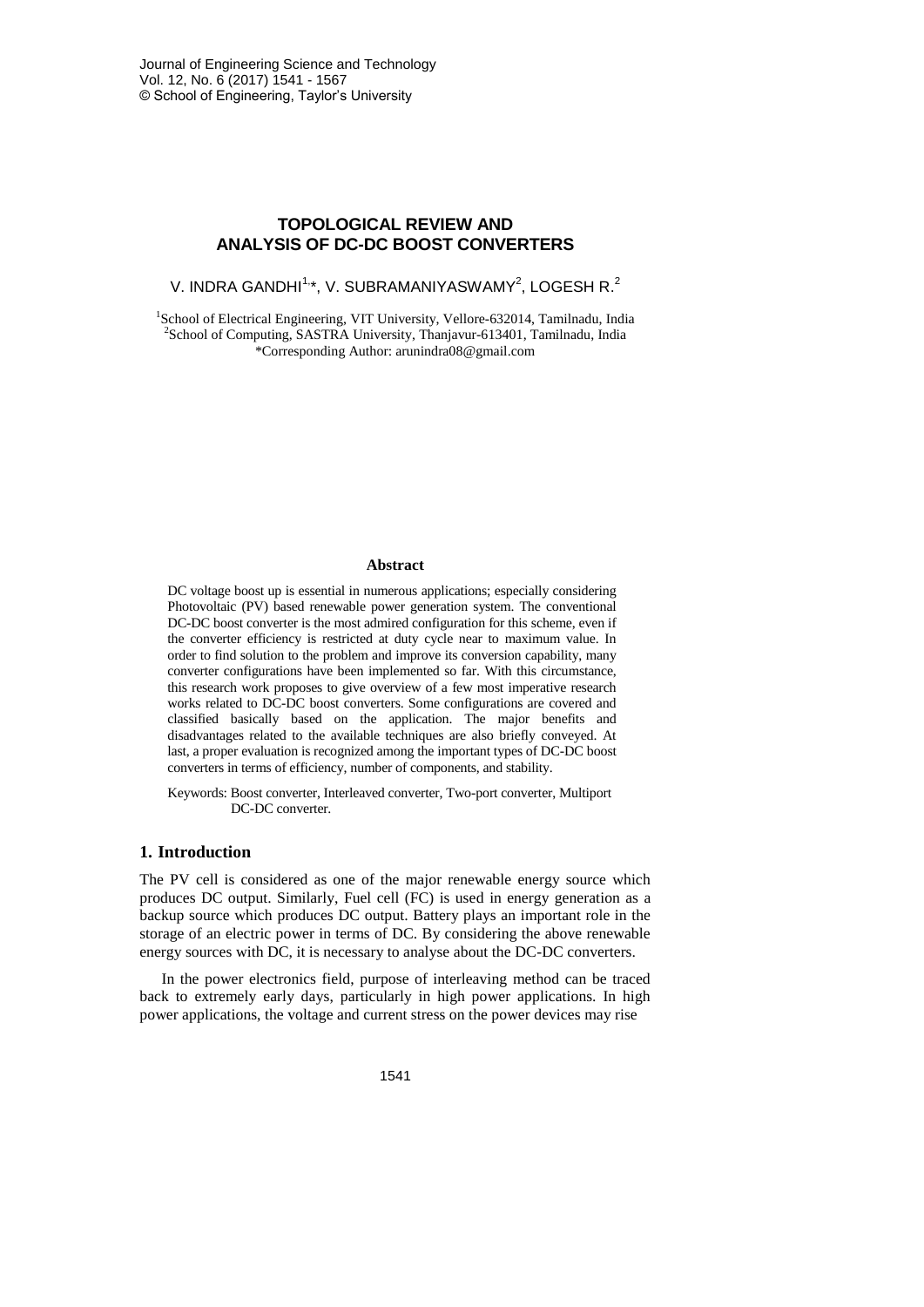# TOPOLOGICAL REVIEW AND ANALYSIS OF DC-DC BOOST CONVERTERS

V. INDRA GANDHI[1,*], V. SUBRAMANIYASWAMY[2], LOGESH R.[2]

[1]School of Electrical Engineering, VIT University, Vellore-632014, Tamilnadu, India
[2]School of Computing, SASTRA University, Thanjavur-613401, Tamilnadu, India
*Corresponding Author: arunindra08@gmail.com

## Abstract

DC voltage boost up is essential in numerous applications; especially considering Photovoltaic (PV) based renewable power generation system. The conventional DC-DC boost converter is the most admired configuration for this scheme, even if the converter efficiency is restricted at duty cycle near to maximum value. In order to find solution to the problem and improve its conversion capability, many converter configurations have been implemented so far. With this circumstance, this research work proposes to give overview of a few most imperative research works related to DC-DC boost converters. Some configurations are covered and classified basically based on the application. The major benefits and disadvantages related to the available techniques are also briefly conveyed. At last, a proper evaluation is recognized among the important types of DC-DC boost converters in terms of efficiency, number of components, and stability.

Keywords: Boost converter, Interleaved converter, Two-port converter, Multiport DC-DC converter.

## 1. Introduction

The PV cell is considered as one of the major renewable energy source which produces DC output. Similarly, Fuel cell (FC) is used in energy generation as a backup source which produces DC output. Battery plays an important role in the storage of an electric power in terms of DC. By considering the above renewable energy sources with DC, it is necessary to analyse about the DC-DC converters.

In the power electronics field, purpose of interleaving method can be traced back to extremely early days, particularly in high power applications. In high power applications, the voltage and current stress on the power devices may rise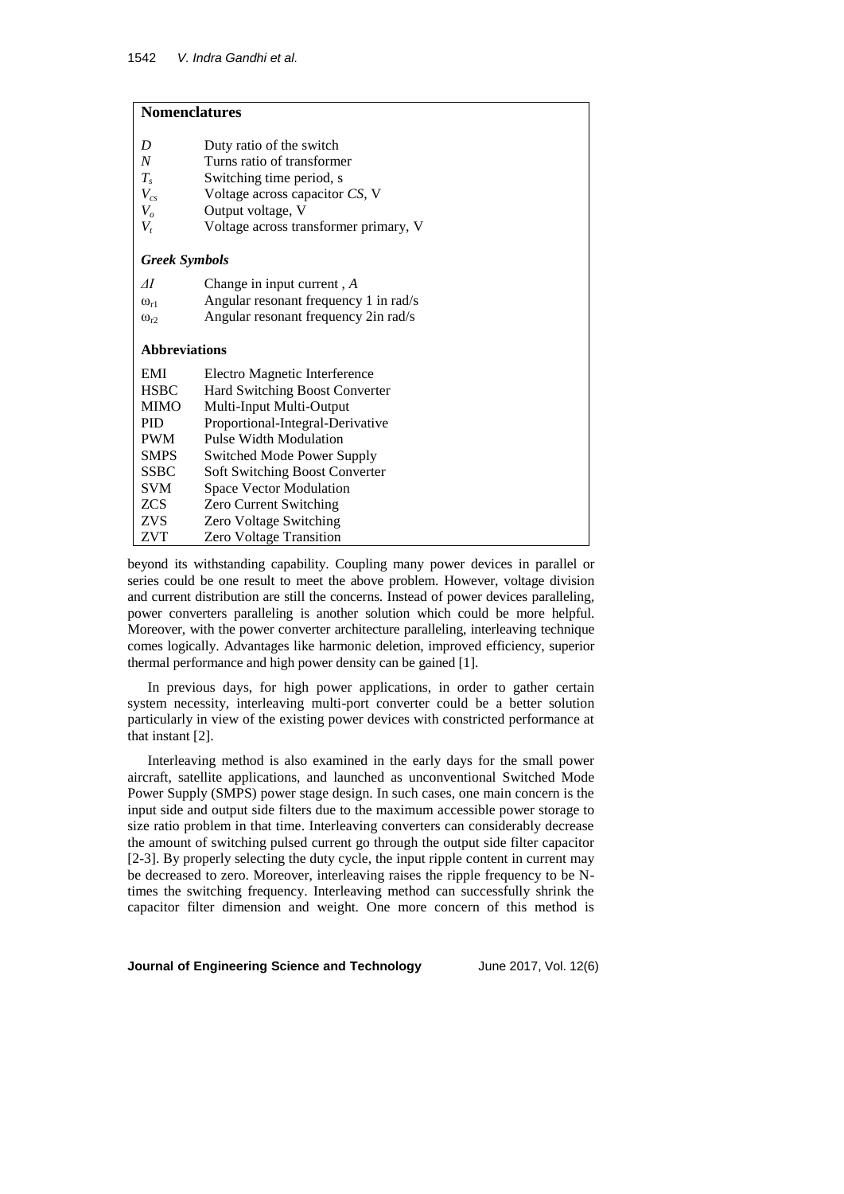## Nomenclatures

| | |
|---|---|
| $D$ | Duty ratio of the switch |
| $N$ | Turns ratio of transformer |
| $T_s$ | Switching time period, s |
| $V_{cs}$ | Voltage across capacitor *CS*, V |
| $V_o$ | Output voltage, V |
| $V_t$ | Voltage across transformer primary, V |

### Greek Symbols

| | |
|---|---|
| $\Delta I$ | Change in input current , *A* |
| $\omega_{r1}$ | Angular resonant frequency 1 in rad/s |
| $\omega_{r2}$ | Angular resonant frequency 2in rad/s |

### Abbreviations

| | |
|---|---|
| EMI | Electro Magnetic Interference |
| HSBC | Hard Switching Boost Converter |
| MIMO | Multi-Input Multi-Output |
| PID | Proportional-Integral-Derivative |
| PWM | Pulse Width Modulation |
| SMPS | Switched Mode Power Supply |
| SSBC | Soft Switching Boost Converter |
| SVM | Space Vector Modulation |
| ZCS | Zero Current Switching |
| ZVS | Zero Voltage Switching |
| ZVT | Zero Voltage Transition |

beyond its withstanding capability. Coupling many power devices in parallel or series could be one result to meet the above problem. However, voltage division and current distribution are still the concerns. Instead of power devices paralleling, power converters paralleling is another solution which could be more helpful. Moreover, with the power converter architecture paralleling, interleaving technique comes logically. Advantages like harmonic deletion, improved efficiency, superior thermal performance and high power density can be gained [1].

In previous days, for high power applications, in order to gather certain system necessity, interleaving multi-port converter could be a better solution particularly in view of the existing power devices with constricted performance at that instant [2].

Interleaving method is also examined in the early days for the small power aircraft, satellite applications, and launched as unconventional Switched Mode Power Supply (SMPS) power stage design. In such cases, one main concern is the input side and output side filters due to the maximum accessible power storage to size ratio problem in that time. Interleaving converters can considerably decrease the amount of switching pulsed current go through the output side filter capacitor [2-3]. By properly selecting the duty cycle, the input ripple content in current may be decreased to zero. Moreover, interleaving raises the ripple frequency to be N-times the switching frequency. Interleaving method can successfully shrink the capacitor filter dimension and weight. One more concern of this method is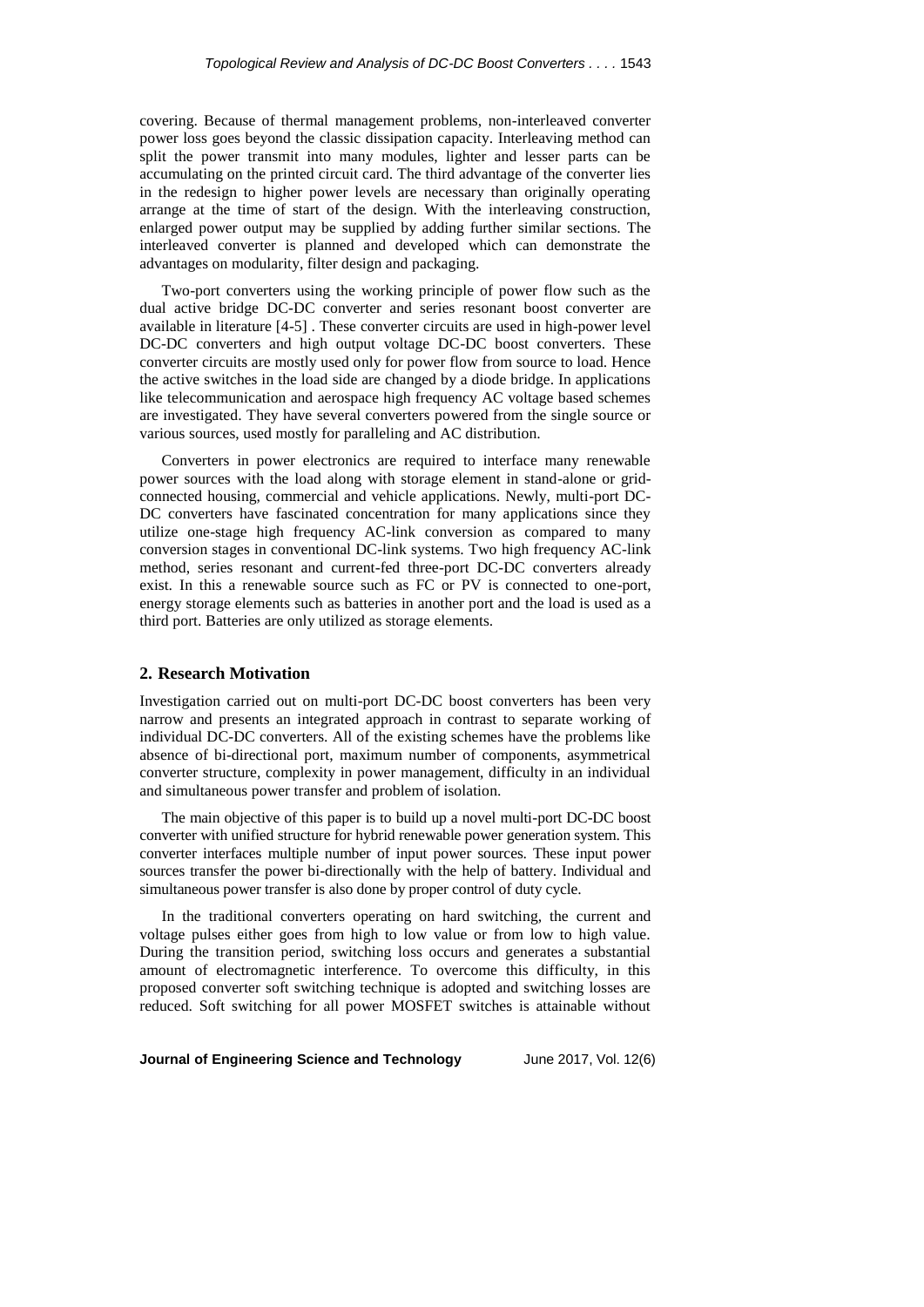covering. Because of thermal management problems, non-interleaved converter power loss goes beyond the classic dissipation capacity. Interleaving method can split the power transmit into many modules, lighter and lesser parts can be accumulating on the printed circuit card. The third advantage of the converter lies in the redesign to higher power levels are necessary than originally operating arrange at the time of start of the design. With the interleaving construction, enlarged power output may be supplied by adding further similar sections. The interleaved converter is planned and developed which can demonstrate the advantages on modularity, filter design and packaging.

Two-port converters using the working principle of power flow such as the dual active bridge DC-DC converter and series resonant boost converter are available in literature [4-5] . These converter circuits are used in high-power level DC-DC converters and high output voltage DC-DC boost converters. These converter circuits are mostly used only for power flow from source to load. Hence the active switches in the load side are changed by a diode bridge. In applications like telecommunication and aerospace high frequency AC voltage based schemes are investigated. They have several converters powered from the single source or various sources, used mostly for paralleling and AC distribution.

Converters in power electronics are required to interface many renewable power sources with the load along with storage element in stand-alone or grid-connected housing, commercial and vehicle applications. Newly, multi-port DC-DC converters have fascinated concentration for many applications since they utilize one-stage high frequency AC-link conversion as compared to many conversion stages in conventional DC-link systems. Two high frequency AC-link method, series resonant and current-fed three-port DC-DC converters already exist. In this a renewable source such as FC or PV is connected to one-port, energy storage elements such as batteries in another port and the load is used as a third port. Batteries are only utilized as storage elements.

## 2. Research Motivation

Investigation carried out on multi-port DC-DC boost converters has been very narrow and presents an integrated approach in contrast to separate working of individual DC-DC converters. All of the existing schemes have the problems like absence of bi-directional port, maximum number of components, asymmetrical converter structure, complexity in power management, difficulty in an individual and simultaneous power transfer and problem of isolation.

The main objective of this paper is to build up a novel multi-port DC-DC boost converter with unified structure for hybrid renewable power generation system. This converter interfaces multiple number of input power sources. These input power sources transfer the power bi-directionally with the help of battery. Individual and simultaneous power transfer is also done by proper control of duty cycle.

In the traditional converters operating on hard switching, the current and voltage pulses either goes from high to low value or from low to high value. During the transition period, switching loss occurs and generates a substantial amount of electromagnetic interference. To overcome this difficulty, in this proposed converter soft switching technique is adopted and switching losses are reduced. Soft switching for all power MOSFET switches is attainable without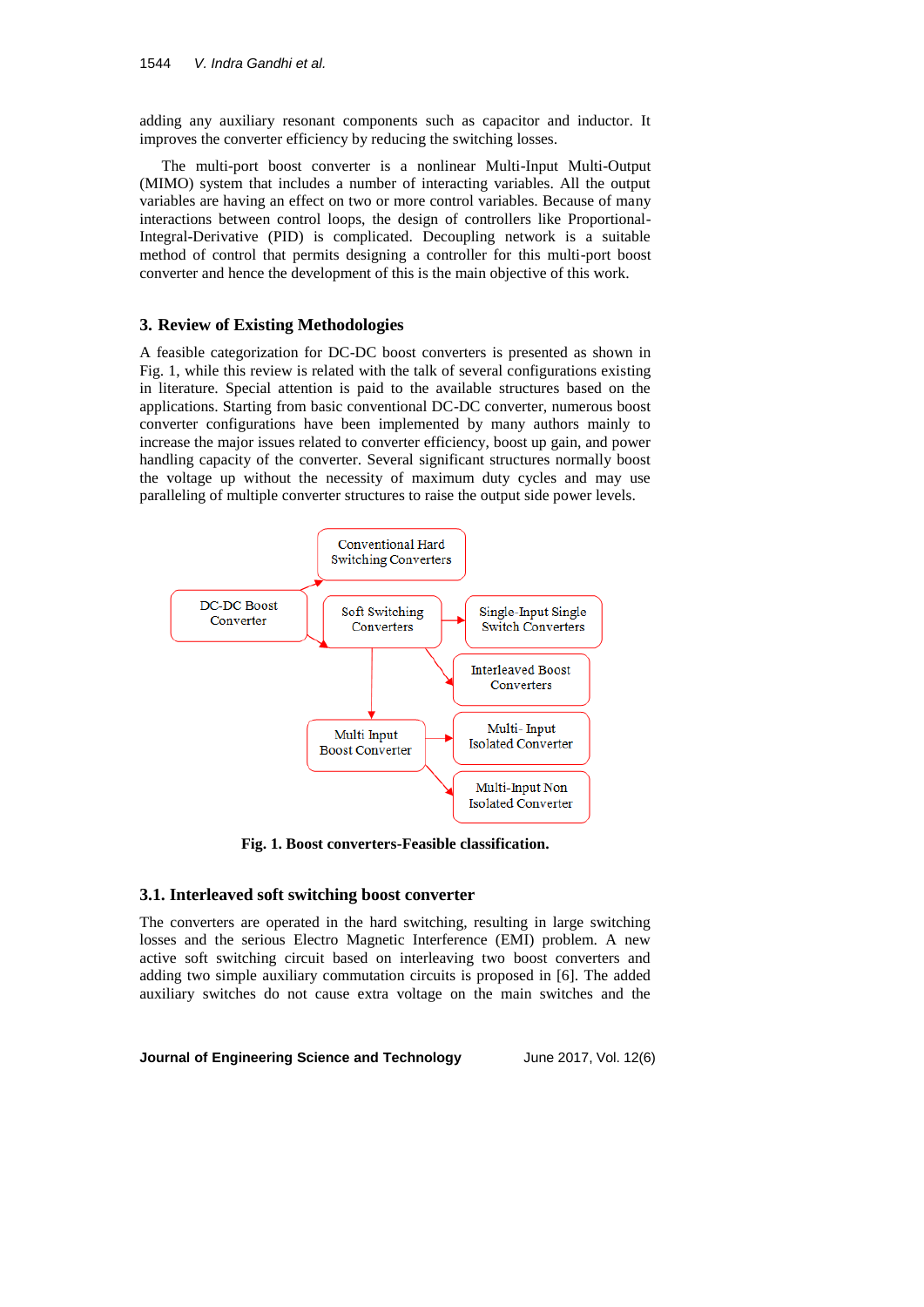adding any auxiliary resonant components such as capacitor and inductor. It improves the converter efficiency by reducing the switching losses.

The multi-port boost converter is a nonlinear Multi-Input Multi-Output (MIMO) system that includes a number of interacting variables. All the output variables are having an effect on two or more control variables. Because of many interactions between control loops, the design of controllers like Proportional-Integral-Derivative (PID) is complicated. Decoupling network is a suitable method of control that permits designing a controller for this multi-port boost converter and hence the development of this is the main objective of this work.

## 3. Review of Existing Methodologies

A feasible categorization for DC-DC boost converters is presented as shown in Fig. 1, while this review is related with the talk of several configurations existing in literature. Special attention is paid to the available structures based on the applications. Starting from basic conventional DC-DC converter, numerous boost converter configurations have been implemented by many authors mainly to increase the major issues related to converter efficiency, boost up gain, and power handling capacity of the converter. Several significant structures normally boost the voltage up without the necessity of maximum duty cycles and may use paralleling of multiple converter structures to raise the output side power levels.

Conventional Hard Switching Converters

DC-DC Boost Converter

Soft Switching Converters

Single-Input Single Switch Converters

Interleaved Boost Converters

Multi Input Boost Converter

Multi- Input Isolated Converter

Multi-Input Non Isolated Converter

**Fig. 1. Boost converters-Feasible classification.**

### 3.1. Interleaved soft switching boost converter

The converters are operated in the hard switching, resulting in large switching losses and the serious Electro Magnetic Interference (EMI) problem. A new active soft switching circuit based on interleaving two boost converters and adding two simple auxiliary commutation circuits is proposed in [6]. The added auxiliary switches do not cause extra voltage on the main switches and the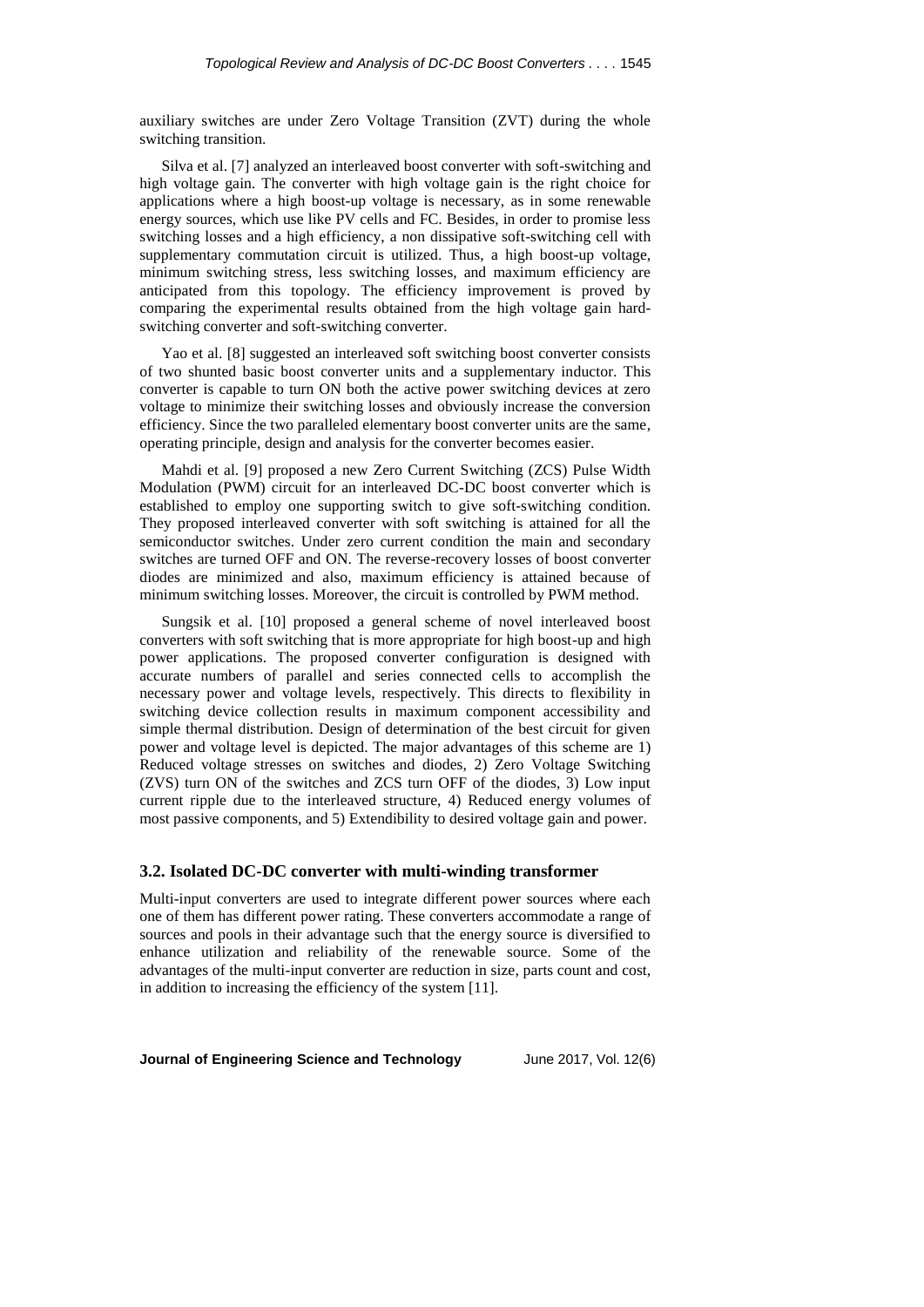auxiliary switches are under Zero Voltage Transition (ZVT) during the whole switching transition.

Silva et al. [7] analyzed an interleaved boost converter with soft-switching and high voltage gain. The converter with high voltage gain is the right choice for applications where a high boost-up voltage is necessary, as in some renewable energy sources, which use like PV cells and FC. Besides, in order to promise less switching losses and a high efficiency, a non dissipative soft-switching cell with supplementary commutation circuit is utilized. Thus, a high boost-up voltage, minimum switching stress, less switching losses, and maximum efficiency are anticipated from this topology. The efficiency improvement is proved by comparing the experimental results obtained from the high voltage gain hard-switching converter and soft-switching converter.

Yao et al. [8] suggested an interleaved soft switching boost converter consists of two shunted basic boost converter units and a supplementary inductor. This converter is capable to turn ON both the active power switching devices at zero voltage to minimize their switching losses and obviously increase the conversion efficiency. Since the two paralleled elementary boost converter units are the same, operating principle, design and analysis for the converter becomes easier.

Mahdi et al. [9] proposed a new Zero Current Switching (ZCS) Pulse Width Modulation (PWM) circuit for an interleaved DC-DC boost converter which is established to employ one supporting switch to give soft-switching condition. They proposed interleaved converter with soft switching is attained for all the semiconductor switches. Under zero current condition the main and secondary switches are turned OFF and ON. The reverse-recovery losses of boost converter diodes are minimized and also, maximum efficiency is attained because of minimum switching losses. Moreover, the circuit is controlled by PWM method.

Sungsik et al. [10] proposed a general scheme of novel interleaved boost converters with soft switching that is more appropriate for high boost-up and high power applications. The proposed converter configuration is designed with accurate numbers of parallel and series connected cells to accomplish the necessary power and voltage levels, respectively. This directs to flexibility in switching device collection results in maximum component accessibility and simple thermal distribution. Design of determination of the best circuit for given power and voltage level is depicted. The major advantages of this scheme are 1) Reduced voltage stresses on switches and diodes, 2) Zero Voltage Switching (ZVS) turn ON of the switches and ZCS turn OFF of the diodes, 3) Low input current ripple due to the interleaved structure, 4) Reduced energy volumes of most passive components, and 5) Extendibility to desired voltage gain and power.

### 3.2. Isolated DC-DC converter with multi-winding transformer

Multi-input converters are used to integrate different power sources where each one of them has different power rating. These converters accommodate a range of sources and pools in their advantage such that the energy source is diversified to enhance utilization and reliability of the renewable source. Some of the advantages of the multi-input converter are reduction in size, parts count and cost, in addition to increasing the efficiency of the system [11].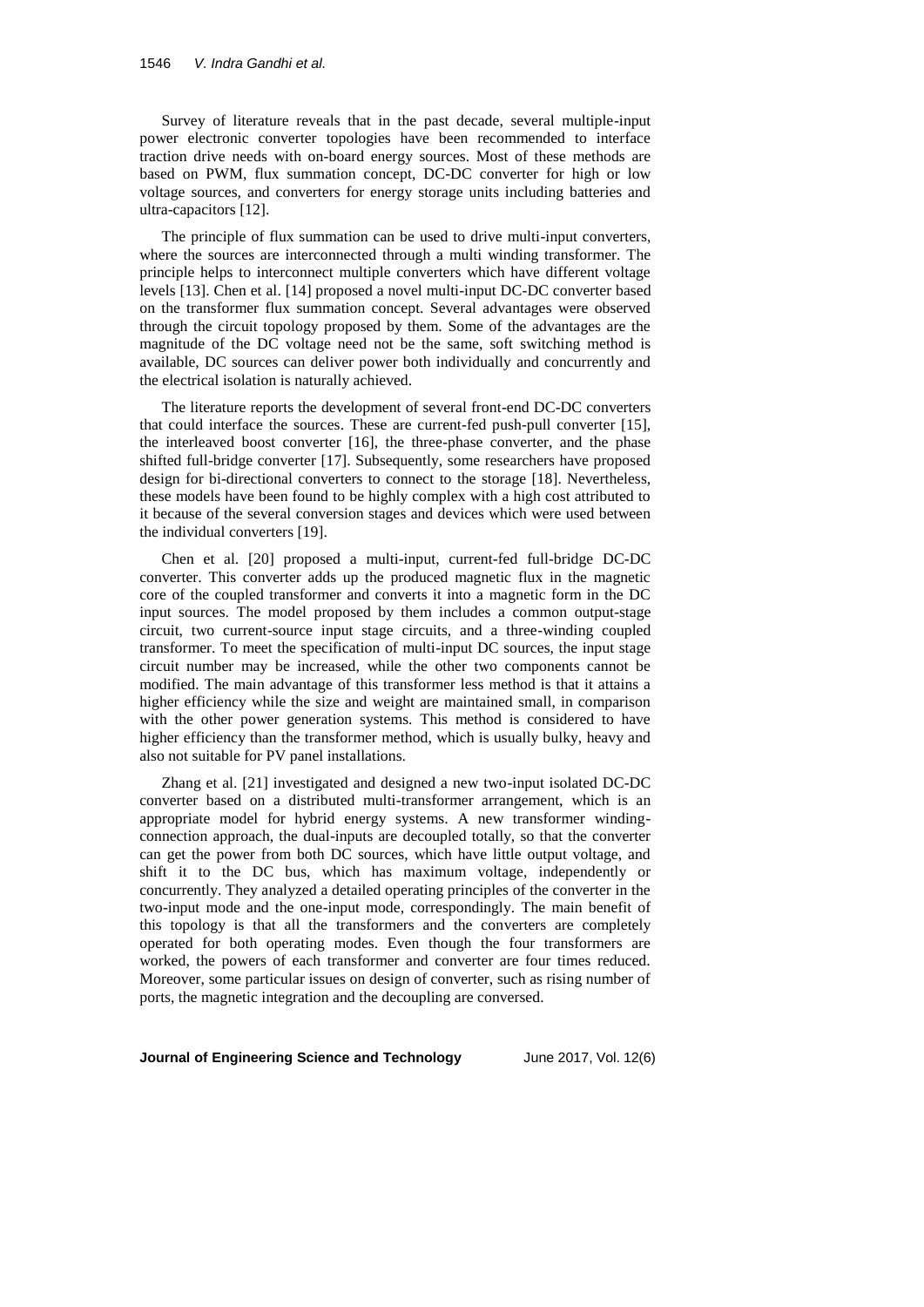Survey of literature reveals that in the past decade, several multiple-input power electronic converter topologies have been recommended to interface traction drive needs with on-board energy sources. Most of these methods are based on PWM, flux summation concept, DC-DC converter for high or low voltage sources, and converters for energy storage units including batteries and ultra-capacitors [12].

The principle of flux summation can be used to drive multi-input converters, where the sources are interconnected through a multi winding transformer. The principle helps to interconnect multiple converters which have different voltage levels [13]. Chen et al. [14] proposed a novel multi-input DC-DC converter based on the transformer flux summation concept. Several advantages were observed through the circuit topology proposed by them. Some of the advantages are the magnitude of the DC voltage need not be the same, soft switching method is available, DC sources can deliver power both individually and concurrently and the electrical isolation is naturally achieved.

The literature reports the development of several front-end DC-DC converters that could interface the sources. These are current-fed push-pull converter [15], the interleaved boost converter [16], the three-phase converter, and the phase shifted full-bridge converter [17]. Subsequently, some researchers have proposed design for bi-directional converters to connect to the storage [18]. Nevertheless, these models have been found to be highly complex with a high cost attributed to it because of the several conversion stages and devices which were used between the individual converters [19].

Chen et al. [20] proposed a multi-input, current-fed full-bridge DC-DC converter. This converter adds up the produced magnetic flux in the magnetic core of the coupled transformer and converts it into a magnetic form in the DC input sources. The model proposed by them includes a common output-stage circuit, two current-source input stage circuits, and a three-winding coupled transformer. To meet the specification of multi-input DC sources, the input stage circuit number may be increased, while the other two components cannot be modified. The main advantage of this transformer less method is that it attains a higher efficiency while the size and weight are maintained small, in comparison with the other power generation systems. This method is considered to have higher efficiency than the transformer method, which is usually bulky, heavy and also not suitable for PV panel installations.

Zhang et al. [21] investigated and designed a new two-input isolated DC-DC converter based on a distributed multi-transformer arrangement, which is an appropriate model for hybrid energy systems. A new transformer winding-connection approach, the dual-inputs are decoupled totally, so that the converter can get the power from both DC sources, which have little output voltage, and shift it to the DC bus, which has maximum voltage, independently or concurrently. They analyzed a detailed operating principles of the converter in the two-input mode and the one-input mode, correspondingly. The main benefit of this topology is that all the transformers and the converters are completely operated for both operating modes. Even though the four transformers are worked, the powers of each transformer and converter are four times reduced. Moreover, some particular issues on design of converter, such as rising number of ports, the magnetic integration and the decoupling are conversed.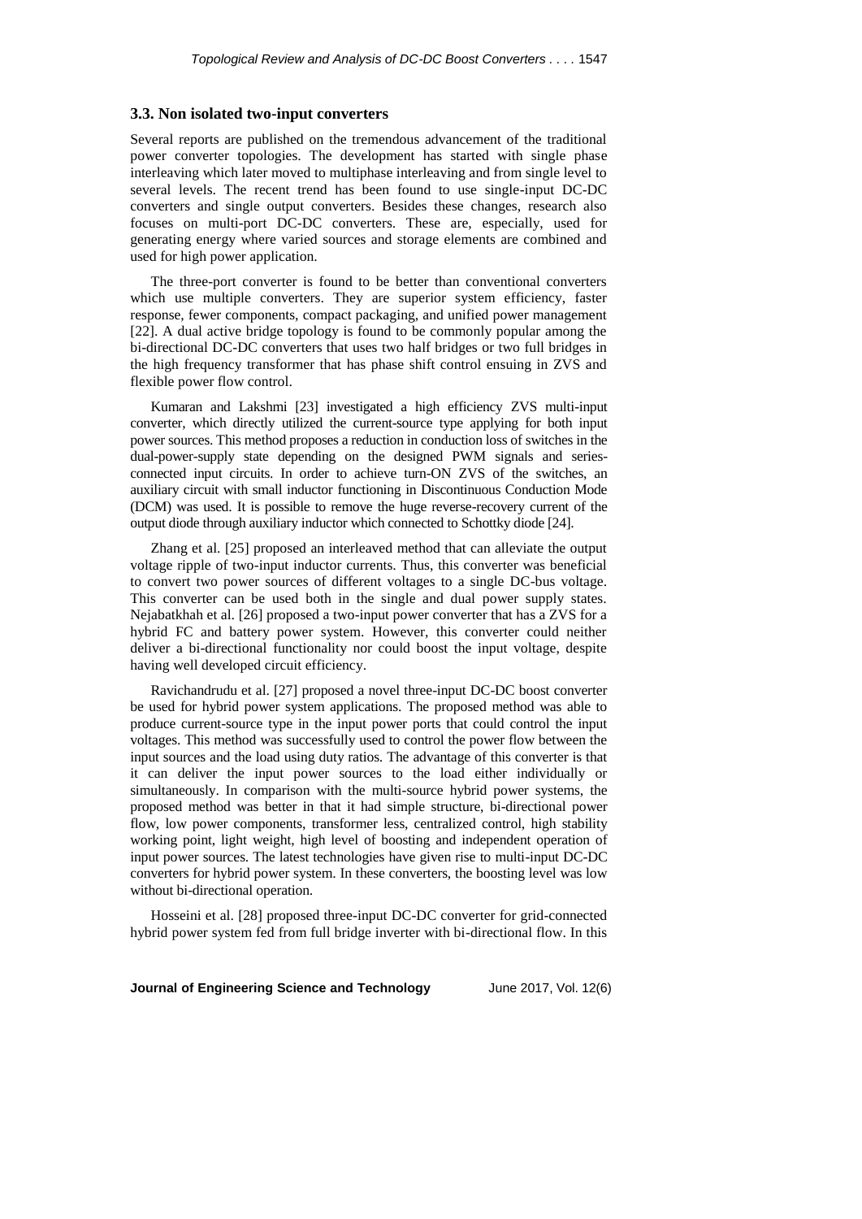### 3.3. Non isolated two-input converters

Several reports are published on the tremendous advancement of the traditional power converter topologies. The development has started with single phase interleaving which later moved to multiphase interleaving and from single level to several levels. The recent trend has been found to use single-input DC-DC converters and single output converters. Besides these changes, research also focuses on multi-port DC-DC converters. These are, especially, used for generating energy where varied sources and storage elements are combined and used for high power application.

The three-port converter is found to be better than conventional converters which use multiple converters. They are superior system efficiency, faster response, fewer components, compact packaging, and unified power management [22]. A dual active bridge topology is found to be commonly popular among the bi-directional DC-DC converters that uses two half bridges or two full bridges in the high frequency transformer that has phase shift control ensuing in ZVS and flexible power flow control.

Kumaran and Lakshmi [23] investigated a high efficiency ZVS multi-input converter, which directly utilized the current-source type applying for both input power sources. This method proposes a reduction in conduction loss of switches in the dual-power-supply state depending on the designed PWM signals and series-connected input circuits. In order to achieve turn-ON ZVS of the switches, an auxiliary circuit with small inductor functioning in Discontinuous Conduction Mode (DCM) was used. It is possible to remove the huge reverse-recovery current of the output diode through auxiliary inductor which connected to Schottky diode [24].

Zhang et al. [25] proposed an interleaved method that can alleviate the output voltage ripple of two-input inductor currents. Thus, this converter was beneficial to convert two power sources of different voltages to a single DC-bus voltage. This converter can be used both in the single and dual power supply states. Nejabatkhah et al. [26] proposed a two-input power converter that has a ZVS for a hybrid FC and battery power system. However, this converter could neither deliver a bi-directional functionality nor could boost the input voltage, despite having well developed circuit efficiency.

Ravichandrudu et al. [27] proposed a novel three-input DC-DC boost converter be used for hybrid power system applications. The proposed method was able to produce current-source type in the input power ports that could control the input voltages. This method was successfully used to control the power flow between the input sources and the load using duty ratios. The advantage of this converter is that it can deliver the input power sources to the load either individually or simultaneously. In comparison with the multi-source hybrid power systems, the proposed method was better in that it had simple structure, bi-directional power flow, low power components, transformer less, centralized control, high stability working point, light weight, high level of boosting and independent operation of input power sources. The latest technologies have given rise to multi-input DC-DC converters for hybrid power system. In these converters, the boosting level was low without bi-directional operation.

Hosseini et al. [28] proposed three-input DC-DC converter for grid-connected hybrid power system fed from full bridge inverter with bi-directional flow. In this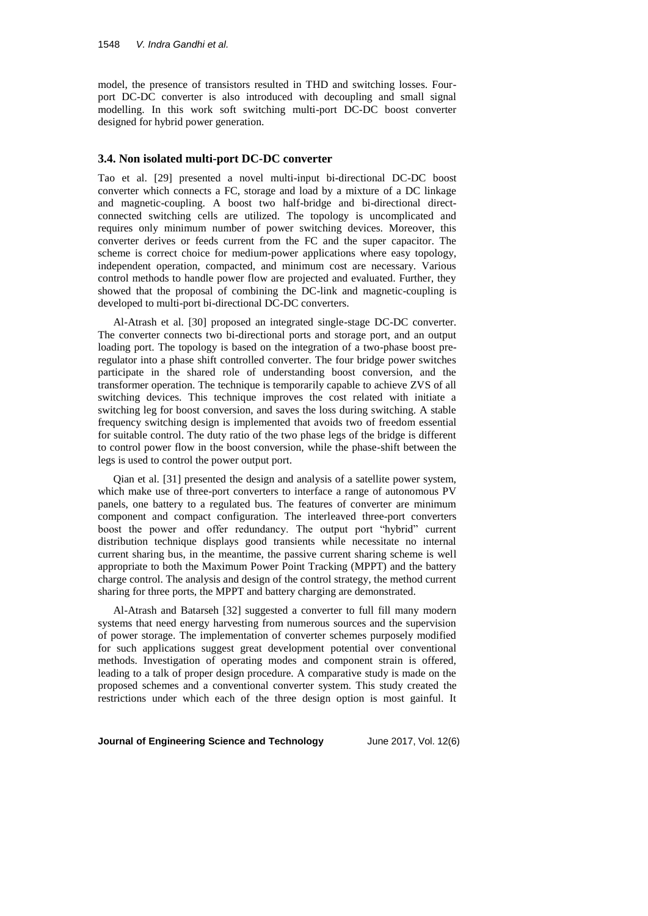model, the presence of transistors resulted in THD and switching losses. Four-port DC-DC converter is also introduced with decoupling and small signal modelling. In this work soft switching multi-port DC-DC boost converter designed for hybrid power generation.

### 3.4. Non isolated multi-port DC-DC converter

Tao et al. [29] presented a novel multi-input bi-directional DC-DC boost converter which connects a FC, storage and load by a mixture of a DC linkage and magnetic-coupling. A boost two half-bridge and bi-directional direct-connected switching cells are utilized. The topology is uncomplicated and requires only minimum number of power switching devices. Moreover, this converter derives or feeds current from the FC and the super capacitor. The scheme is correct choice for medium-power applications where easy topology, independent operation, compacted, and minimum cost are necessary. Various control methods to handle power flow are projected and evaluated. Further, they showed that the proposal of combining the DC-link and magnetic-coupling is developed to multi-port bi-directional DC-DC converters.

Al-Atrash et al. [30] proposed an integrated single-stage DC-DC converter. The converter connects two bi-directional ports and storage port, and an output loading port. The topology is based on the integration of a two-phase boost pre-regulator into a phase shift controlled converter. The four bridge power switches participate in the shared role of understanding boost conversion, and the transformer operation. The technique is temporarily capable to achieve ZVS of all switching devices. This technique improves the cost related with initiate a switching leg for boost conversion, and saves the loss during switching. A stable frequency switching design is implemented that avoids two of freedom essential for suitable control. The duty ratio of the two phase legs of the bridge is different to control power flow in the boost conversion, while the phase-shift between the legs is used to control the power output port.

Qian et al. [31] presented the design and analysis of a satellite power system, which make use of three-port converters to interface a range of autonomous PV panels, one battery to a regulated bus. The features of converter are minimum component and compact configuration. The interleaved three-port converters boost the power and offer redundancy. The output port "hybrid" current distribution technique displays good transients while necessitate no internal current sharing bus, in the meantime, the passive current sharing scheme is well appropriate to both the Maximum Power Point Tracking (MPPT) and the battery charge control. The analysis and design of the control strategy, the method current sharing for three ports, the MPPT and battery charging are demonstrated.

Al-Atrash and Batarseh [32] suggested a converter to full fill many modern systems that need energy harvesting from numerous sources and the supervision of power storage. The implementation of converter schemes purposely modified for such applications suggest great development potential over conventional methods. Investigation of operating modes and component strain is offered, leading to a talk of proper design procedure. A comparative study is made on the proposed schemes and a conventional converter system. This study created the restrictions under which each of the three design option is most gainful. It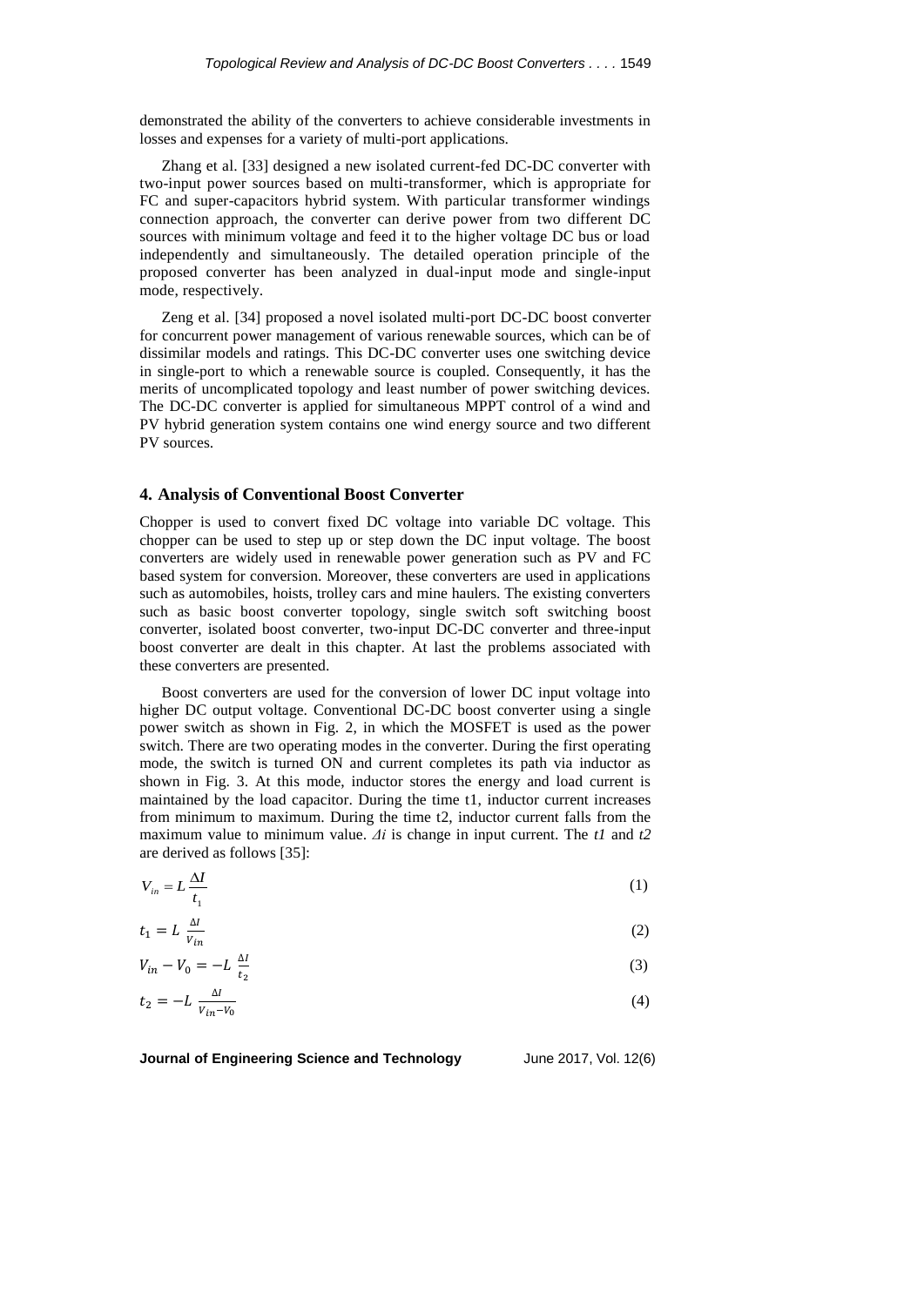demonstrated the ability of the converters to achieve considerable investments in losses and expenses for a variety of multi-port applications.

Zhang et al. [33] designed a new isolated current-fed DC-DC converter with two-input power sources based on multi-transformer, which is appropriate for FC and super-capacitors hybrid system. With particular transformer windings connection approach, the converter can derive power from two different DC sources with minimum voltage and feed it to the higher voltage DC bus or load independently and simultaneously. The detailed operation principle of the proposed converter has been analyzed in dual-input mode and single-input mode, respectively.

Zeng et al. [34] proposed a novel isolated multi-port DC-DC boost converter for concurrent power management of various renewable sources, which can be of dissimilar models and ratings. This DC-DC converter uses one switching device in single-port to which a renewable source is coupled. Consequently, it has the merits of uncomplicated topology and least number of power switching devices. The DC-DC converter is applied for simultaneous MPPT control of a wind and PV hybrid generation system contains one wind energy source and two different PV sources.

## 4. Analysis of Conventional Boost Converter

Chopper is used to convert fixed DC voltage into variable DC voltage. This chopper can be used to step up or step down the DC input voltage. The boost converters are widely used in renewable power generation such as PV and FC based system for conversion. Moreover, these converters are used in applications such as automobiles, hoists, trolley cars and mine haulers. The existing converters such as basic boost converter topology, single switch soft switching boost converter, isolated boost converter, two-input DC-DC converter and three-input boost converter are dealt in this chapter. At last the problems associated with these converters are presented.

Boost converters are used for the conversion of lower DC input voltage into higher DC output voltage. Conventional DC-DC boost converter using a single power switch as shown in Fig. 2, in which the MOSFET is used as the power switch. There are two operating modes in the converter. During the first operating mode, the switch is turned ON and current completes its path via inductor as shown in Fig. 3. At this mode, inductor stores the energy and load current is maintained by the load capacitor. During the time t1, inductor current increases from minimum to maximum. During the time t2, inductor current falls from the maximum value to minimum value. $\Delta i$ is change in input current. The $t1$ and $t2$ are derived as follows [35]:

$$V_{in} = L\frac{\Delta I}{t_1} \tag{1}$$

$$t_1 = L\,\frac{\Delta I}{V_{in}} \tag{2}$$

$$V_{in} - V_0 = -L\,\frac{\Delta I}{t_2} \tag{3}$$

$$t_2 = -L\,\frac{\Delta I}{V_{in}-V_0} \tag{4}$$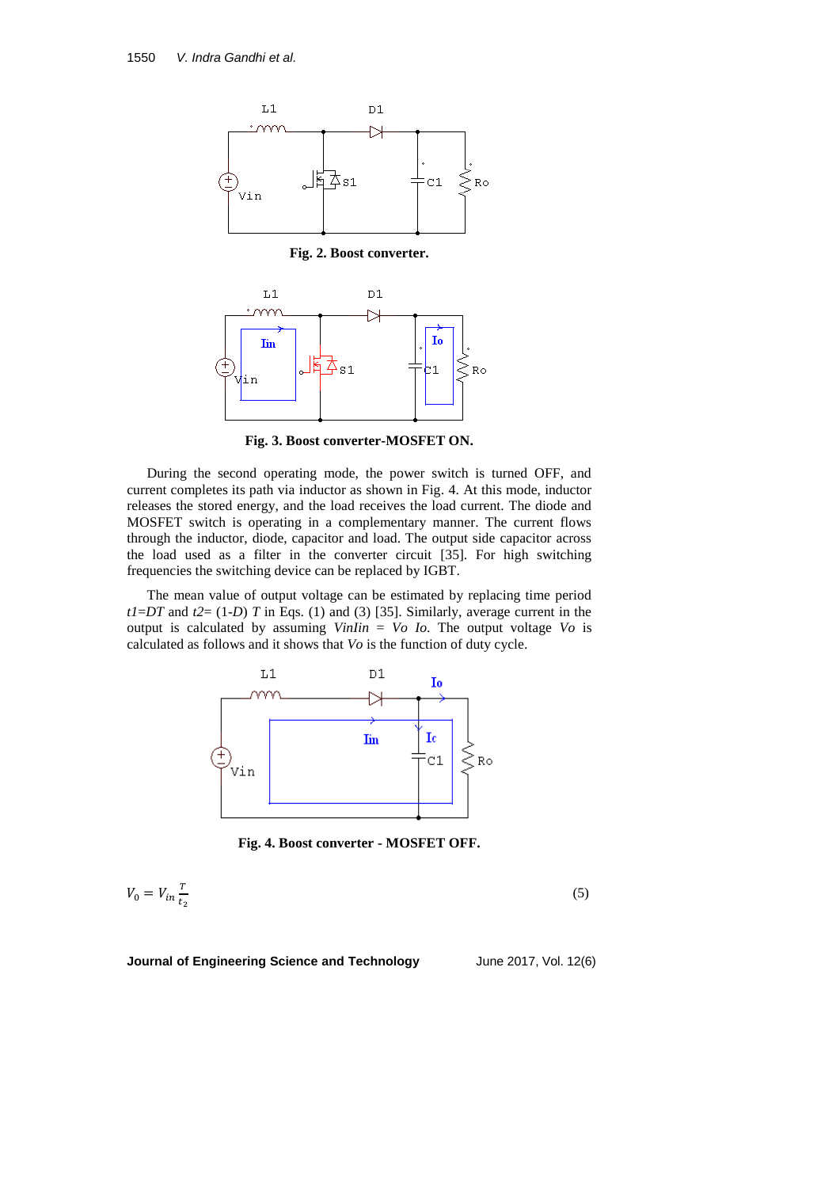Fig. 2. Boost converter.

Fig. 3. Boost converter-MOSFET ON.

During the second operating mode, the power switch is turned OFF, and current completes its path via inductor as shown in Fig. 4. At this mode, inductor releases the stored energy, and the load receives the load current. The diode and MOSFET switch is operating in a complementary manner. The current flows through the inductor, diode, capacitor and load. The output side capacitor across the load used as a filter in the converter circuit [35]. For high switching frequencies the switching device can be replaced by IGBT.

The mean value of output voltage can be estimated by replacing time period $t1=DT$ and $t2=(1\text{-}D)\ T$ in Eqs. (1) and (3) [35]. Similarly, average current in the output is calculated by assuming $VinIin = Vo\ Io$. The output voltage $Vo$ is calculated as follows and it shows that $Vo$ is the function of duty cycle.

Fig. 4. Boost converter - MOSFET OFF.

$$V_0 = V_{in}\frac{T}{t_2} \tag{5}$$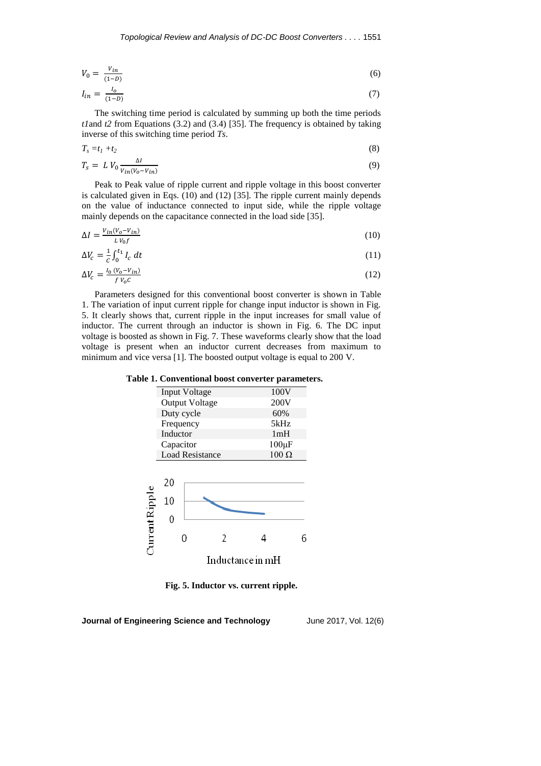$$V_0 = \frac{V_{in}}{(1-D)} \tag{6}$$

$$I_{in} = \frac{I_o}{(1-D)} \tag{7}$$

The switching time period is calculated by summing up both the time periods *t1*and *t2* from Equations (3.2) and (3.4) [35]. The frequency is obtained by taking inverse of this switching time period *Ts*.

$$T_s = t_1 + t_2 \tag{8}$$

$$T_s = L\, V_0 \frac{\Delta I}{V_{in}(V_o - V_{in})} \tag{9}$$

Peak to Peak value of ripple current and ripple voltage in this boost converter is calculated given in Eqs. (10) and (12) [35]. The ripple current mainly depends on the value of inductance connected to input side, while the ripple voltage mainly depends on the capacitance connected in the load side [35].

$$\Delta I = \frac{V_{in}(V_o - V_{in})}{L\, V_0 f} \tag{10}$$

$$\Delta V_c = \frac{1}{C}\int_0^{t_1} I_c \, dt \tag{11}$$

$$\Delta V_c = \frac{I_0\,(V_o - V_{in})}{f\, V_o C} \tag{12}$$

Parameters designed for this conventional boost converter is shown in Table 1. The variation of input current ripple for change input inductor is shown in Fig. 5. It clearly shows that, current ripple in the input increases for small value of inductor. The current through an inductor is shown in Fig. 6. The DC input voltage is boosted as shown in Fig. 7. These waveforms clearly show that the load voltage is present when an inductor current decreases from maximum to minimum and vice versa [1]. The boosted output voltage is equal to 200 V.

**Table 1. Conventional boost converter parameters.**

| Parameter | Value |
|---|---|
| Input Voltage | 100V |
| Output Voltage | 200V |
| Duty cycle | 60% |
| Frequency | 5kHz |
| Inductor | 1mH |
| Capacitor | 100μF |
| Load Resistance | 100 Ω |

**Fig. 5. Inductor vs. current ripple.**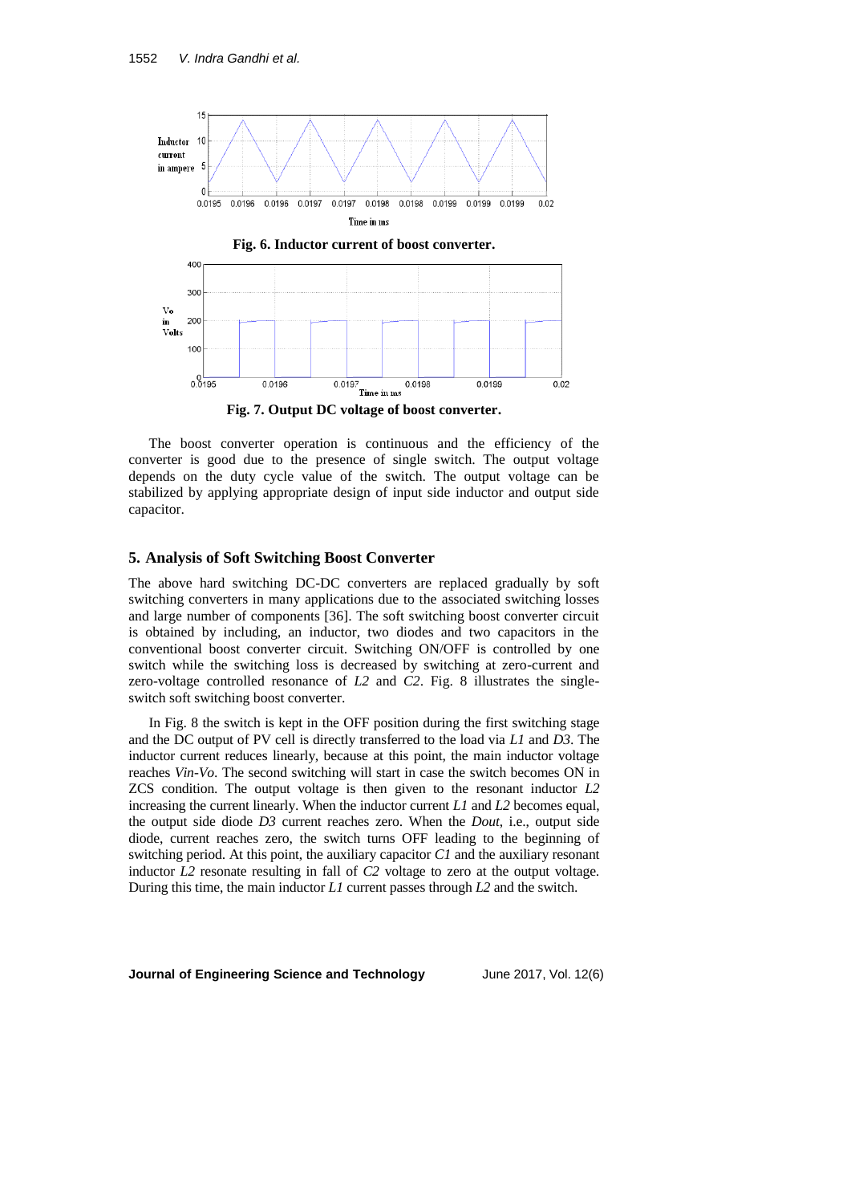Fig. 6. Inductor current of boost converter.

Fig. 7. Output DC voltage of boost converter.

The boost converter operation is continuous and the efficiency of the converter is good due to the presence of single switch. The output voltage depends on the duty cycle value of the switch. The output voltage can be stabilized by applying appropriate design of input side inductor and output side capacitor.

## 5. Analysis of Soft Switching Boost Converter

The above hard switching DC-DC converters are replaced gradually by soft switching converters in many applications due to the associated switching losses and large number of components [36]. The soft switching boost converter circuit is obtained by including, an inductor, two diodes and two capacitors in the conventional boost converter circuit. Switching ON/OFF is controlled by one switch while the switching loss is decreased by switching at zero-current and zero-voltage controlled resonance of *L2* and *C2*. Fig. 8 illustrates the single-switch soft switching boost converter.

In Fig. 8 the switch is kept in the OFF position during the first switching stage and the DC output of PV cell is directly transferred to the load via *L1* and *D3*. The inductor current reduces linearly, because at this point, the main inductor voltage reaches *Vin-Vo*. The second switching will start in case the switch becomes ON in ZCS condition. The output voltage is then given to the resonant inductor *L2* increasing the current linearly. When the inductor current *L1* and *L2* becomes equal, the output side diode *D3* current reaches zero. When the *Dout*, i.e., output side diode, current reaches zero, the switch turns OFF leading to the beginning of switching period. At this point, the auxiliary capacitor *C1* and the auxiliary resonant inductor *L2* resonate resulting in fall of *C2* voltage to zero at the output voltage. During this time, the main inductor *L1* current passes through *L2* and the switch.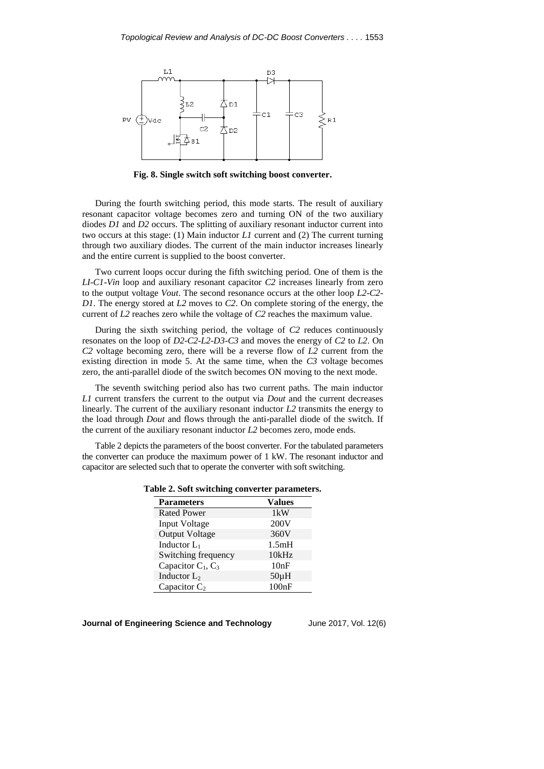**Fig. 8. Single switch soft switching boost converter.**

During the fourth switching period, this mode starts. The result of auxiliary resonant capacitor voltage becomes zero and turning ON of the two auxiliary diodes *D1* and *D2* occurs. The splitting of auxiliary resonant inductor current into two occurs at this stage: (1) Main inductor *L1* current and (2) The current turning through two auxiliary diodes. The current of the main inductor increases linearly and the entire current is supplied to the boost converter.

Two current loops occur during the fifth switching period. One of them is the *LI-C1-Vin* loop and auxiliary resonant capacitor *C2* increases linearly from zero to the output voltage *Vout*. The second resonance occurs at the other loop *L2-C2-D1*. The energy stored at *L2* moves to *C2*. On complete storing of the energy, the current of *L2* reaches zero while the voltage of *C2* reaches the maximum value.

During the sixth switching period, the voltage of *C2* reduces continuously resonates on the loop of *D2-C2-L2-D3-C3* and moves the energy of *C2* to *L2*. On *C2* voltage becoming zero, there will be a reverse flow of *L2* current from the existing direction in mode 5. At the same time, when the *C3* voltage becomes zero, the anti-parallel diode of the switch becomes ON moving to the next mode.

The seventh switching period also has two current paths. The main inductor *L1* current transfers the current to the output via *Dout* and the current decreases linearly. The current of the auxiliary resonant inductor *L2* transmits the energy to the load through *Dout* and flows through the anti-parallel diode of the switch. If the current of the auxiliary resonant inductor *L2* becomes zero, mode ends.

Table 2 depicts the parameters of the boost converter. For the tabulated parameters the converter can produce the maximum power of 1 kW. The resonant inductor and capacitor are selected such that to operate the converter with soft switching.

**Table 2. Soft switching converter parameters.**

| Parameters | Values |
|---|---|
| Rated Power | 1kW |
| Input Voltage | 200V |
| Output Voltage | 360V |
| Inductor $L_1$ | 1.5mH |
| Switching frequency | 10kHz |
| Capacitor $C_1$, $C_3$ | 10nF |
| Inductor $L_2$ | 50μH |
| Capacitor $C_2$ | 100nF |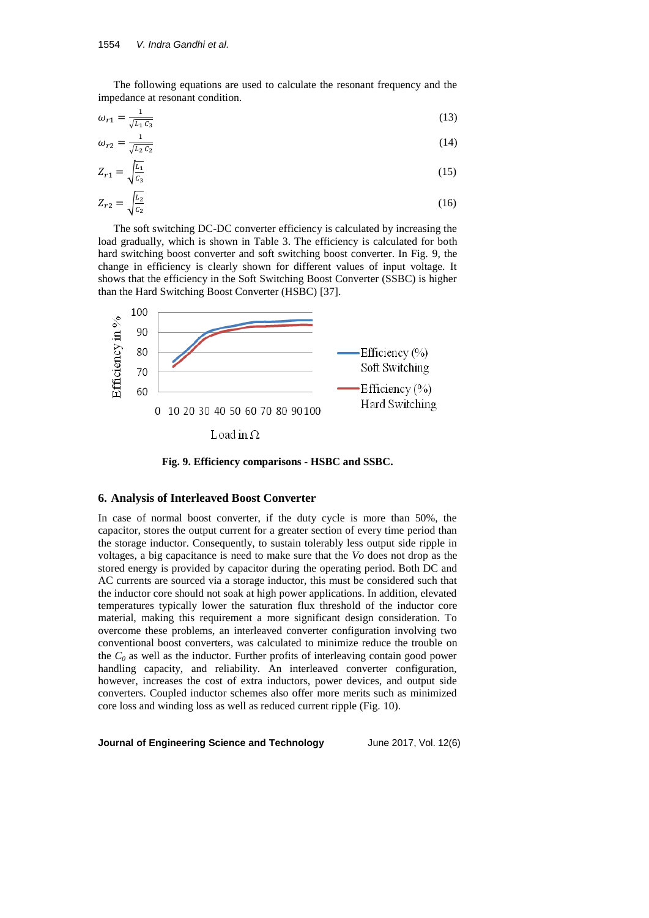The following equations are used to calculate the resonant frequency and the impedance at resonant condition.

$$\omega_{r1} = \frac{1}{\sqrt{L_1 C_3}} \tag{13}$$

$$\omega_{r2} = \frac{1}{\sqrt{L_2 C_2}} \tag{14}$$

$$Z_{r1} = \sqrt{\frac{L_1}{C_3}} \tag{15}$$

$$Z_{r2} = \sqrt{\frac{L_2}{C_2}} \tag{16}$$

The soft switching DC-DC converter efficiency is calculated by increasing the load gradually, which is shown in Table 3. The efficiency is calculated for both hard switching boost converter and soft switching boost converter. In Fig. 9, the change in efficiency is clearly shown for different values of input voltage. It shows that the efficiency in the Soft Switching Boost Converter (SSBC) is higher than the Hard Switching Boost Converter (HSBC) [37].

**Fig. 9. Efficiency comparisons - HSBC and SSBC.**

## 6. Analysis of Interleaved Boost Converter

In case of normal boost converter, if the duty cycle is more than 50%, the capacitor, stores the output current for a greater section of every time period than the storage inductor. Consequently, to sustain tolerably less output side ripple in voltages, a big capacitance is need to make sure that the *Vo* does not drop as the stored energy is provided by capacitor during the operating period. Both DC and AC currents are sourced via a storage inductor, this must be considered such that the inductor core should not soak at high power applications. In addition, elevated temperatures typically lower the saturation flux threshold of the inductor core material, making this requirement a more significant design consideration. To overcome these problems, an interleaved converter configuration involving two conventional boost converters, was calculated to minimize reduce the trouble on the $C_0$ as well as the inductor. Further profits of interleaving contain good power handling capacity, and reliability. An interleaved converter configuration, however, increases the cost of extra inductors, power devices, and output side converters. Coupled inductor schemes also offer more merits such as minimized core loss and winding loss as well as reduced current ripple (Fig. 10).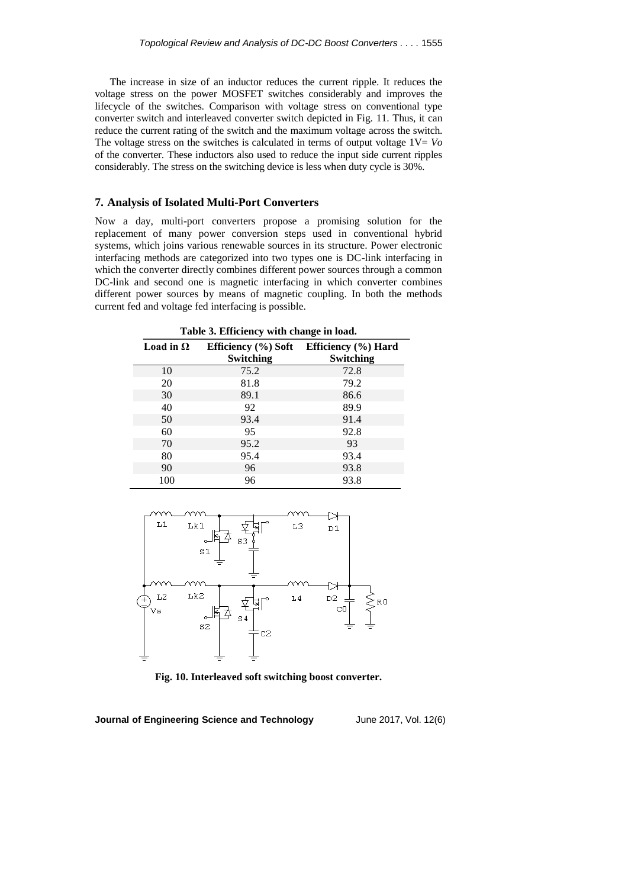The increase in size of an inductor reduces the current ripple. It reduces the voltage stress on the power MOSFET switches considerably and improves the lifecycle of the switches. Comparison with voltage stress on conventional type converter switch and interleaved converter switch depicted in Fig. 11. Thus, it can reduce the current rating of the switch and the maximum voltage across the switch. The voltage stress on the switches is calculated in terms of output voltage 1V= *Vo* of the converter. These inductors also used to reduce the input side current ripples considerably. The stress on the switching device is less when duty cycle is 30%.

## 7. Analysis of Isolated Multi-Port Converters

Now a day, multi-port converters propose a promising solution for the replacement of many power conversion steps used in conventional hybrid systems, which joins various renewable sources in its structure. Power electronic interfacing methods are categorized into two types one is DC-link interfacing in which the converter directly combines different power sources through a common DC-link and second one is magnetic interfacing in which converter combines different power sources by means of magnetic coupling. In both the methods current fed and voltage fed interfacing is possible.

**Table 3. Efficiency with change in load.**

| Load in Ω | Efficiency (%) Soft Switching | Efficiency (%) Hard Switching |
|---|---|---|
| 10 | 75.2 | 72.8 |
| 20 | 81.8 | 79.2 |
| 30 | 89.1 | 86.6 |
| 40 | 92 | 89.9 |
| 50 | 93.4 | 91.4 |
| 60 | 95 | 92.8 |
| 70 | 95.2 | 93 |
| 80 | 95.4 | 93.4 |
| 90 | 96 | 93.8 |
| 100 | 96 | 93.8 |

**Fig. 10. Interleaved soft switching boost converter.**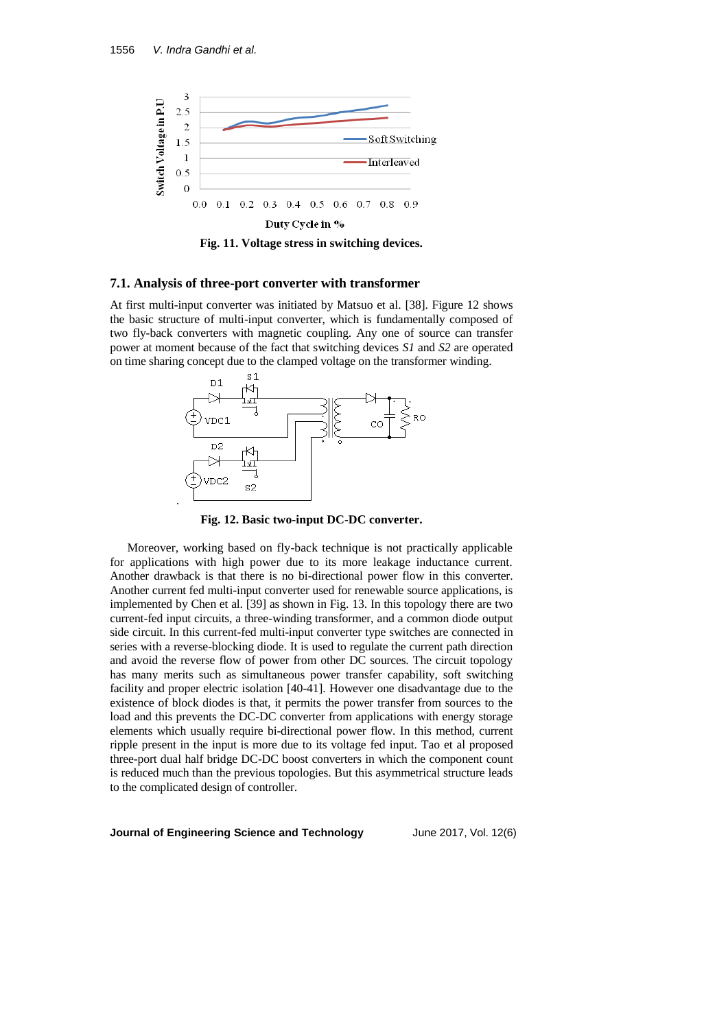Fig. 11. Voltage stress in switching devices.

### 7.1. Analysis of three-port converter with transformer

At first multi-input converter was initiated by Matsuo et al. [38]. Figure 12 shows the basic structure of multi-input converter, which is fundamentally composed of two fly-back converters with magnetic coupling. Any one of source can transfer power at moment because of the fact that switching devices *S1* and *S2* are operated on time sharing concept due to the clamped voltage on the transformer winding.

Fig. 12. Basic two-input DC-DC converter.

Moreover, working based on fly-back technique is not practically applicable for applications with high power due to its more leakage inductance current. Another drawback is that there is no bi-directional power flow in this converter. Another current fed multi-input converter used for renewable source applications, is implemented by Chen et al. [39] as shown in Fig. 13. In this topology there are two current-fed input circuits, a three-winding transformer, and a common diode output side circuit. In this current-fed multi-input converter type switches are connected in series with a reverse-blocking diode. It is used to regulate the current path direction and avoid the reverse flow of power from other DC sources. The circuit topology has many merits such as simultaneous power transfer capability, soft switching facility and proper electric isolation [40-41]. However one disadvantage due to the existence of block diodes is that, it permits the power transfer from sources to the load and this prevents the DC-DC converter from applications with energy storage elements which usually require bi-directional power flow. In this method, current ripple present in the input is more due to its voltage fed input. Tao et al proposed three-port dual half bridge DC-DC boost converters in which the component count is reduced much than the previous topologies. But this asymmetrical structure leads to the complicated design of controller.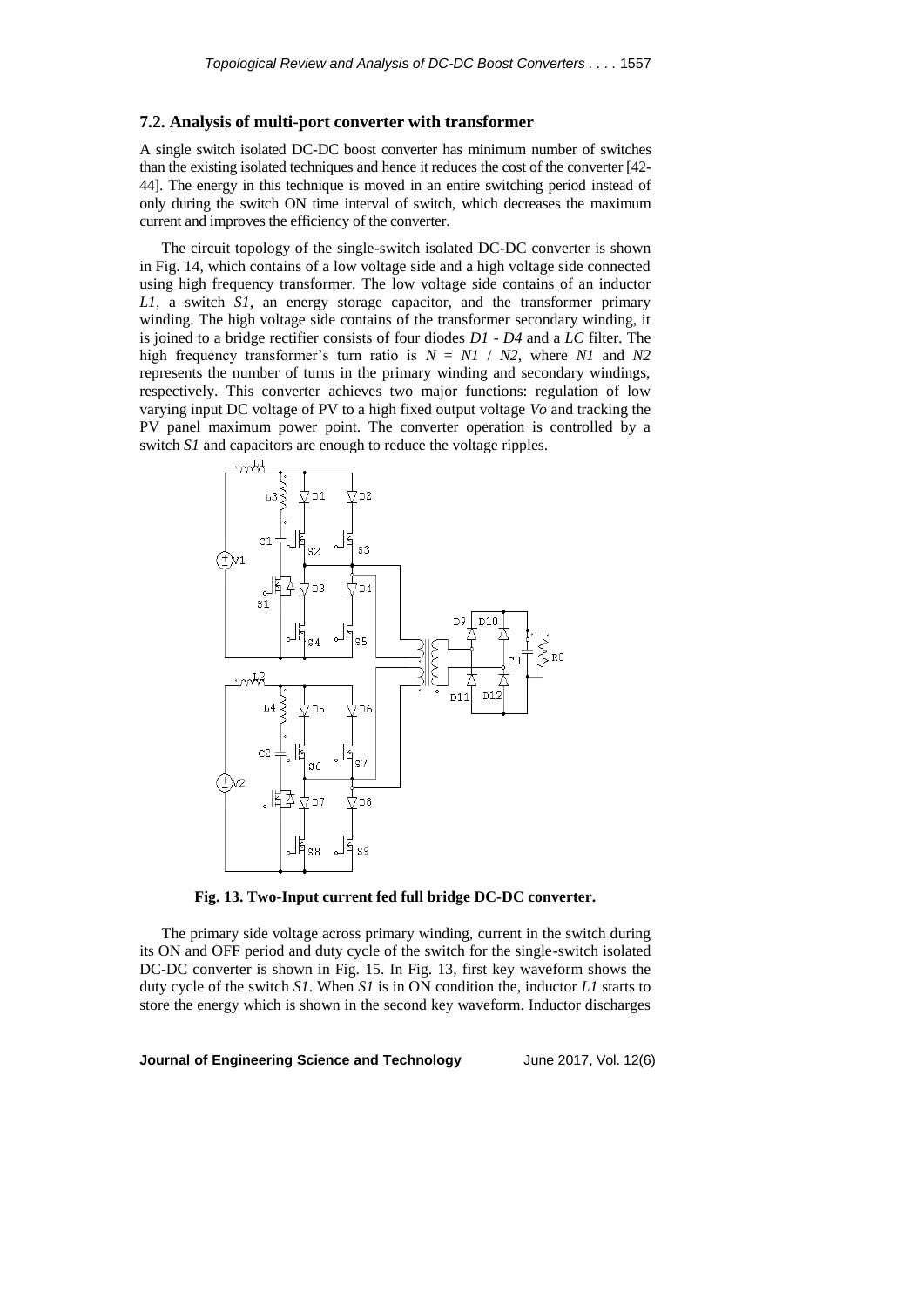## 7.2. Analysis of multi-port converter with transformer

A single switch isolated DC-DC boost converter has minimum number of switches than the existing isolated techniques and hence it reduces the cost of the converter [42-44]. The energy in this technique is moved in an entire switching period instead of only during the switch ON time interval of switch, which decreases the maximum current and improves the efficiency of the converter.

The circuit topology of the single-switch isolated DC-DC converter is shown in Fig. 14, which contains of a low voltage side and a high voltage side connected using high frequency transformer. The low voltage side contains of an inductor *L1*, a switch *S1*, an energy storage capacitor, and the transformer primary winding. The high voltage side contains of the transformer secondary winding, it is joined to a bridge rectifier consists of four diodes *D1* - *D4* and a *LC* filter. The high frequency transformer's turn ratio is $N = N1 / N2$, where *N1* and *N2* represents the number of turns in the primary winding and secondary windings, respectively. This converter achieves two major functions: regulation of low varying input DC voltage of PV to a high fixed output voltage *Vo* and tracking the PV panel maximum power point. The converter operation is controlled by a switch *S1* and capacitors are enough to reduce the voltage ripples.

**Fig. 13. Two-Input current fed full bridge DC-DC converter.**

The primary side voltage across primary winding, current in the switch during its ON and OFF period and duty cycle of the switch for the single-switch isolated DC-DC converter is shown in Fig. 15. In Fig. 13, first key waveform shows the duty cycle of the switch *S1*. When *S1* is in ON condition the, inductor *L1* starts to store the energy which is shown in the second key waveform. Inductor discharges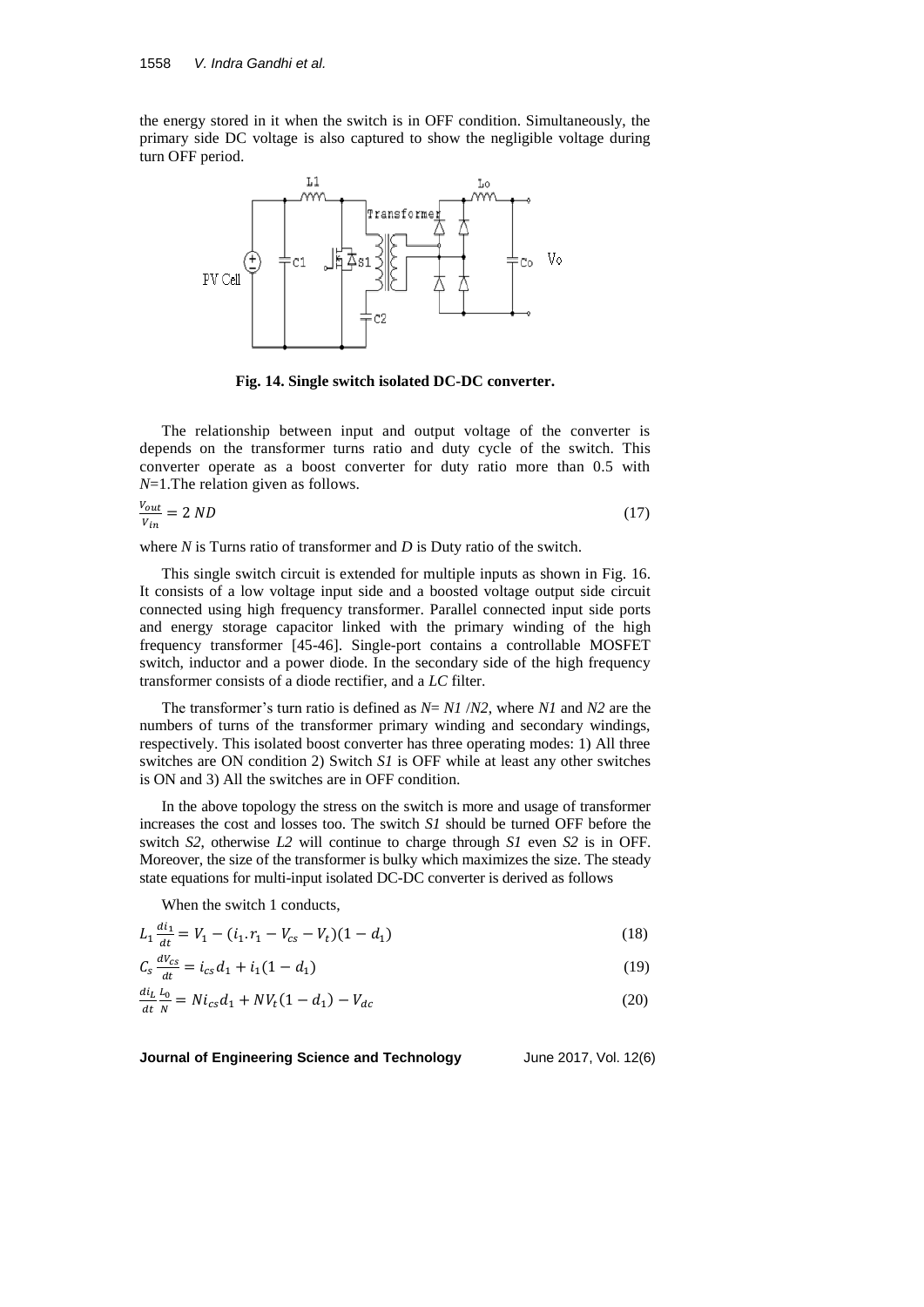the energy stored in it when the switch is in OFF condition. Simultaneously, the primary side DC voltage is also captured to show the negligible voltage during turn OFF period.

**Fig. 14. Single switch isolated DC-DC converter.**

The relationship between input and output voltage of the converter is depends on the transformer turns ratio and duty cycle of the switch. This converter operate as a boost converter for duty ratio more than 0.5 with $N$=1.The relation given as follows.

$$\frac{V_{out}}{V_{in}} = 2\,ND \tag{17}$$

where $N$ is Turns ratio of transformer and $D$ is Duty ratio of the switch.

This single switch circuit is extended for multiple inputs as shown in Fig. 16. It consists of a low voltage input side and a boosted voltage output side circuit connected using high frequency transformer. Parallel connected input side ports and energy storage capacitor linked with the primary winding of the high frequency transformer [45-46]. Single-port contains a controllable MOSFET switch, inductor and a power diode. In the secondary side of the high frequency transformer consists of a diode rectifier, and a *LC* filter.

The transformer's turn ratio is defined as $N= N1/N2$, where $N1$ and $N2$ are the numbers of turns of the transformer primary winding and secondary windings, respectively. This isolated boost converter has three operating modes: 1) All three switches are ON condition 2) Switch *S1* is OFF while at least any other switches is ON and 3) All the switches are in OFF condition.

In the above topology the stress on the switch is more and usage of transformer increases the cost and losses too. The switch *S1* should be turned OFF before the switch *S2*, otherwise *L2* will continue to charge through *S1* even *S2* is in OFF. Moreover, the size of the transformer is bulky which maximizes the size. The steady state equations for multi-input isolated DC-DC converter is derived as follows

When the switch 1 conducts,

$$L_1\frac{di_1}{dt} = V_1 - (i_1.r_1 - V_{cs} - V_t)(1 - d_1) \tag{18}$$

$$C_s\frac{dV_{cs}}{dt} = i_{cs}d_1 + i_1(1 - d_1) \tag{19}$$

$$\frac{di_L}{dt}\frac{L_0}{N} = Ni_{cs}d_1 + NV_t(1 - d_1) - V_{dc} \tag{20}$$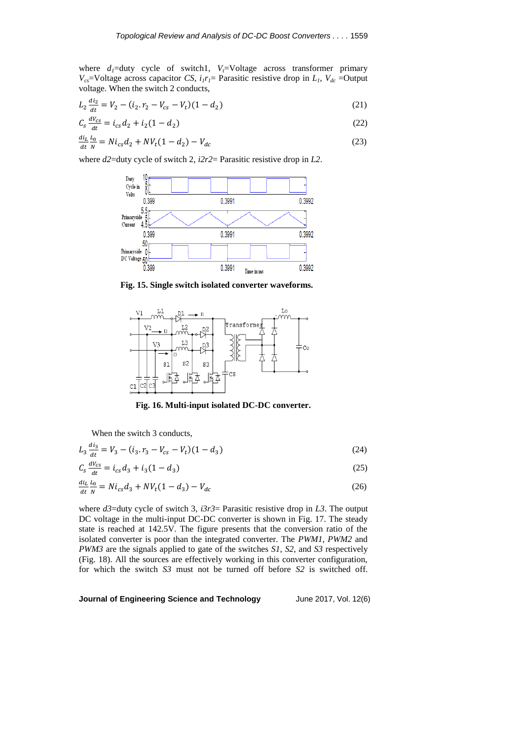where $d_1$=duty cycle of switch1, $V_t$=Voltage across transformer primary $V_{cs}$=Voltage across capacitor *CS*, $i_1r_1$= Parasitic resistive drop in $L_1$, $V_{dc}$ =Output voltage. When the switch 2 conducts,

$$L_2 \frac{di_2}{dt} = V_2 - (i_2.r_2 - V_{cs} - V_t)(1 - d_2) \tag{21}$$

$$C_s \frac{dV_{cs}}{dt} = i_{cs} d_2 + i_2(1 - d_2) \tag{22}$$

$$\frac{di_L}{dt} \frac{L_0}{N} = N i_{cs} d_2 + N V_t (1 - d_2) - V_{dc} \tag{23}$$

where *d2*=duty cycle of switch 2, *i2r2*= Parasitic resistive drop in *L2*.

**Fig. 15. Single switch isolated converter waveforms.**

**Fig. 16. Multi-input isolated DC-DC converter.**

When the switch 3 conducts,

$$L_3 \frac{di_3}{dt} = V_3 - (i_3.r_3 - V_{cs} - V_t)(1 - d_3) \tag{24}$$

$$C_s \frac{dV_{cs}}{dt} = i_{cs} d_3 + i_3(1 - d_3) \tag{25}$$

$$\frac{di_L}{dt} \frac{L_0}{N} = N i_{cs} d_3 + N V_t (1 - d_3) - V_{dc} \tag{26}$$

where *d3*=duty cycle of switch 3, *i3r3*= Parasitic resistive drop in *L3*. The output DC voltage in the multi-input DC-DC converter is shown in Fig. 17. The steady state is reached at 142.5V. The figure presents that the conversion ratio of the isolated converter is poor than the integrated converter. The *PWM1*, *PWM2* and *PWM3* are the signals applied to gate of the switches *S1*, *S2*, and *S3* respectively (Fig. 18). All the sources are effectively working in this converter configuration, for which the switch *S3* must not be turned off before *S2* is switched off.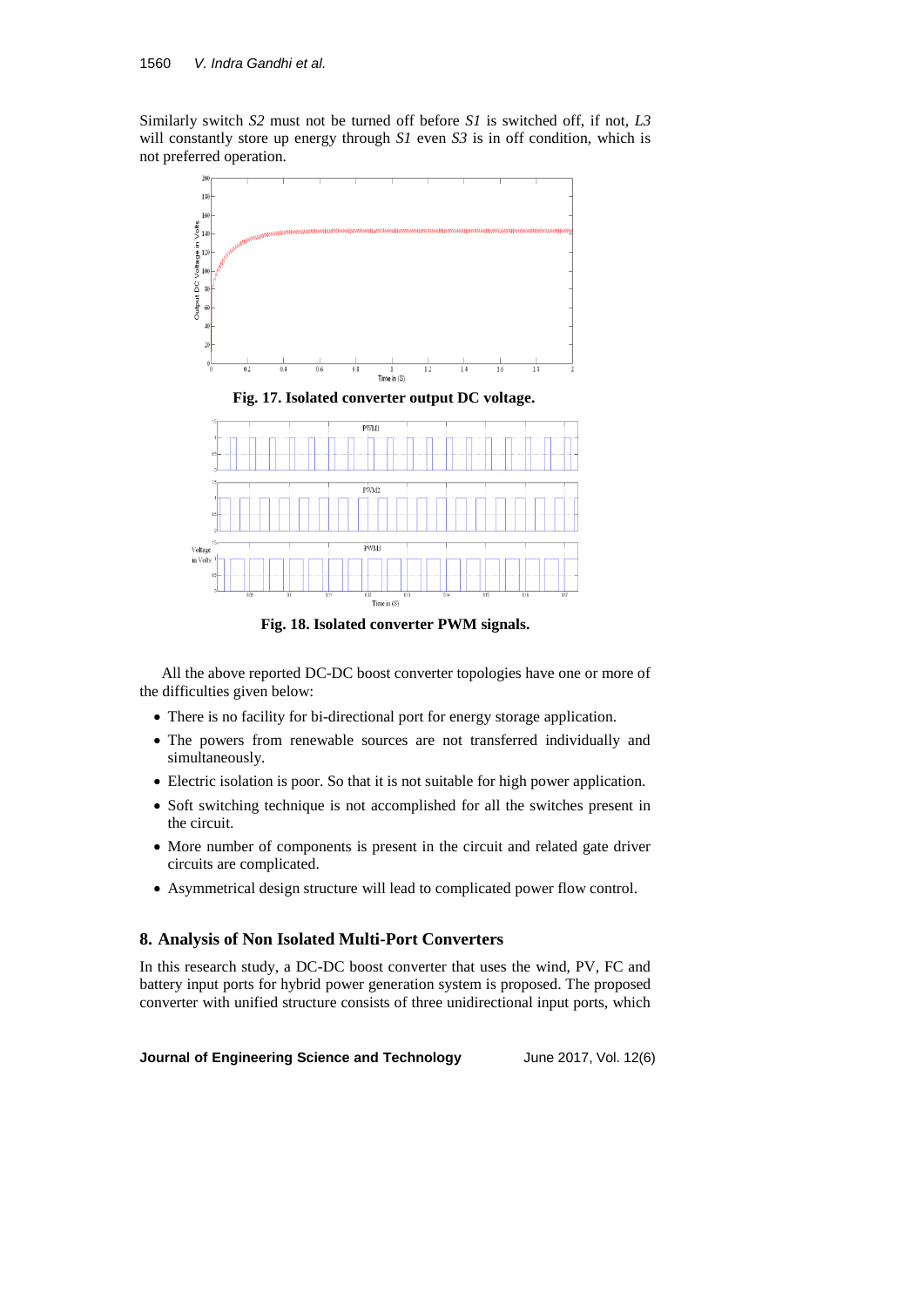Similarly switch *S2* must not be turned off before *S1* is switched off, if not, *L3* will constantly store up energy through *S1* even *S3* is in off condition, which is not preferred operation.

**Fig. 17. Isolated converter output DC voltage.**

**Fig. 18. Isolated converter PWM signals.**

All the above reported DC-DC boost converter topologies have one or more of the difficulties given below:

- There is no facility for bi-directional port for energy storage application.
- The powers from renewable sources are not transferred individually and simultaneously.
- Electric isolation is poor. So that it is not suitable for high power application.
- Soft switching technique is not accomplished for all the switches present in the circuit.
- More number of components is present in the circuit and related gate driver circuits are complicated.
- Asymmetrical design structure will lead to complicated power flow control.

## 8. Analysis of Non Isolated Multi-Port Converters

In this research study, a DC-DC boost converter that uses the wind, PV, FC and battery input ports for hybrid power generation system is proposed. The proposed converter with unified structure consists of three unidirectional input ports, which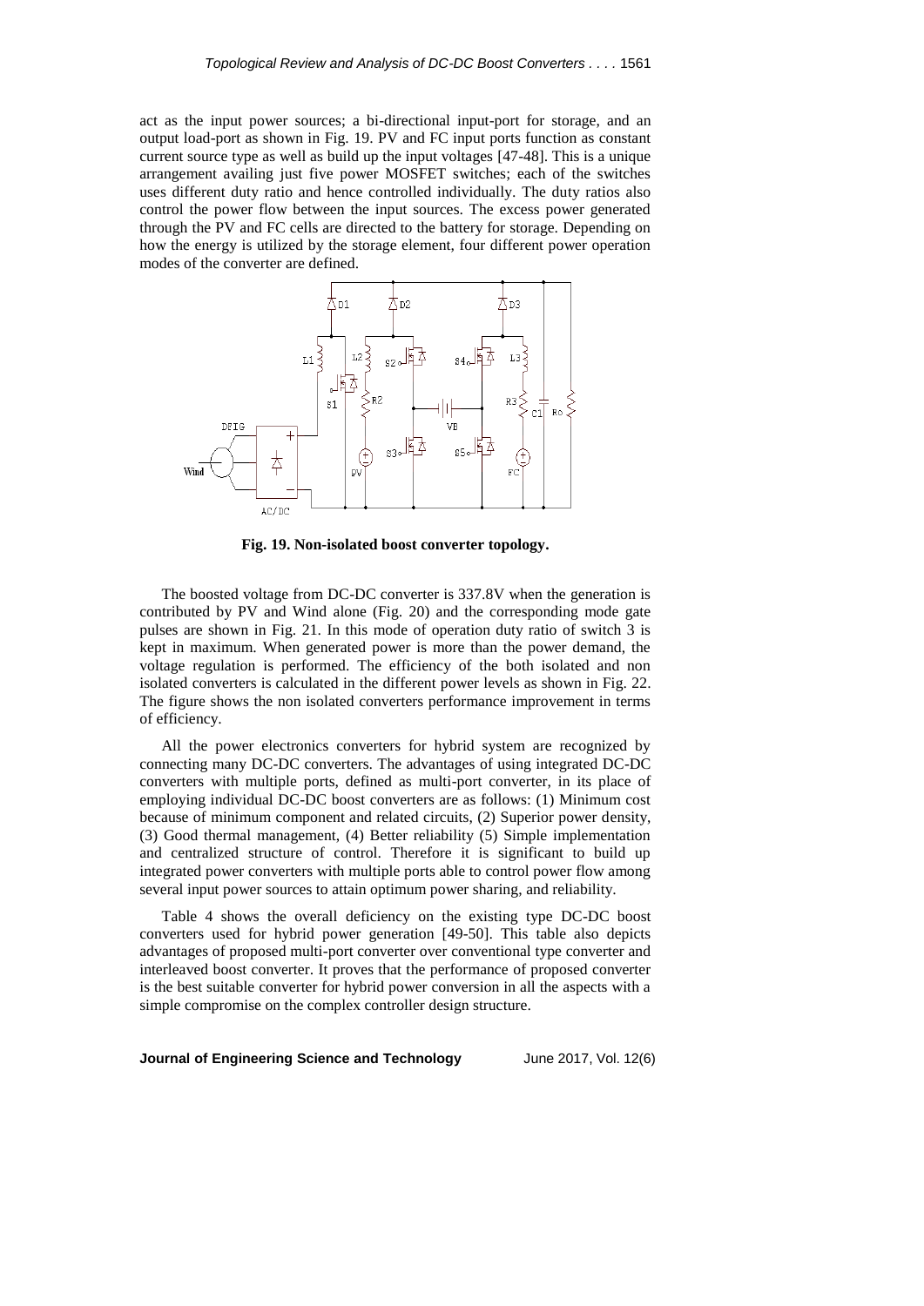act as the input power sources; a bi-directional input-port for storage, and an output load-port as shown in Fig. 19. PV and FC input ports function as constant current source type as well as build up the input voltages [47-48]. This is a unique arrangement availing just five power MOSFET switches; each of the switches uses different duty ratio and hence controlled individually. The duty ratios also control the power flow between the input sources. The excess power generated through the PV and FC cells are directed to the battery for storage. Depending on how the energy is utilized by the storage element, four different power operation modes of the converter are defined.

**Fig. 19. Non-isolated boost converter topology.**

The boosted voltage from DC-DC converter is 337.8V when the generation is contributed by PV and Wind alone (Fig. 20) and the corresponding mode gate pulses are shown in Fig. 21. In this mode of operation duty ratio of switch 3 is kept in maximum. When generated power is more than the power demand, the voltage regulation is performed. The efficiency of the both isolated and non isolated converters is calculated in the different power levels as shown in Fig. 22. The figure shows the non isolated converters performance improvement in terms of efficiency.

All the power electronics converters for hybrid system are recognized by connecting many DC-DC converters. The advantages of using integrated DC-DC converters with multiple ports, defined as multi-port converter, in its place of employing individual DC-DC boost converters are as follows: (1) Minimum cost because of minimum component and related circuits, (2) Superior power density, (3) Good thermal management, (4) Better reliability (5) Simple implementation and centralized structure of control. Therefore it is significant to build up integrated power converters with multiple ports able to control power flow among several input power sources to attain optimum power sharing, and reliability.

Table 4 shows the overall deficiency on the existing type DC-DC boost converters used for hybrid power generation [49-50]. This table also depicts advantages of proposed multi-port converter over conventional type converter and interleaved boost converter. It proves that the performance of proposed converter is the best suitable converter for hybrid power conversion in all the aspects with a simple compromise on the complex controller design structure.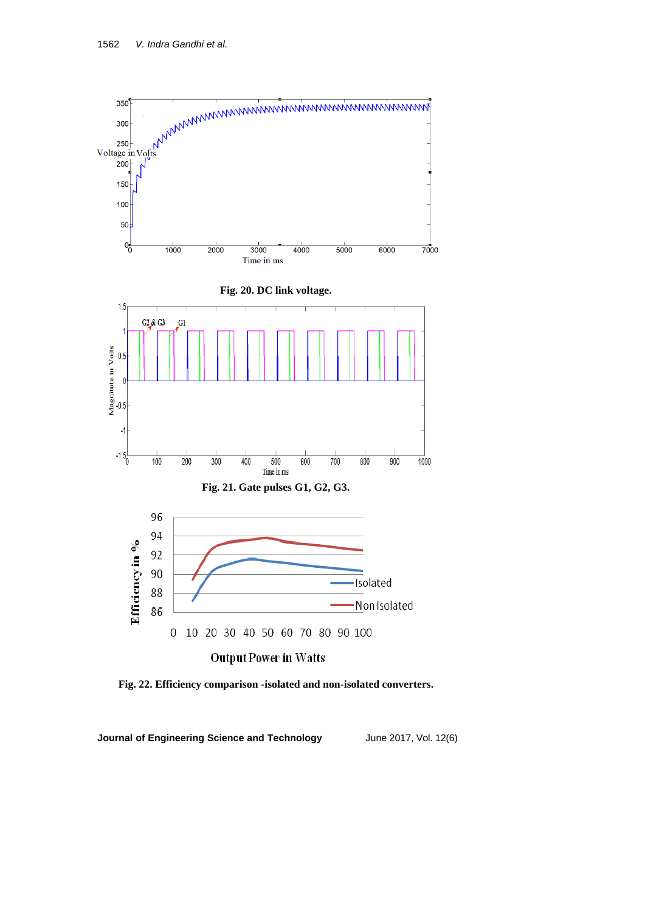Fig. 20. DC link voltage.

Fig. 21. Gate pulses G1, G2, G3.

Fig. 22. Efficiency comparison -isolated and non-isolated converters.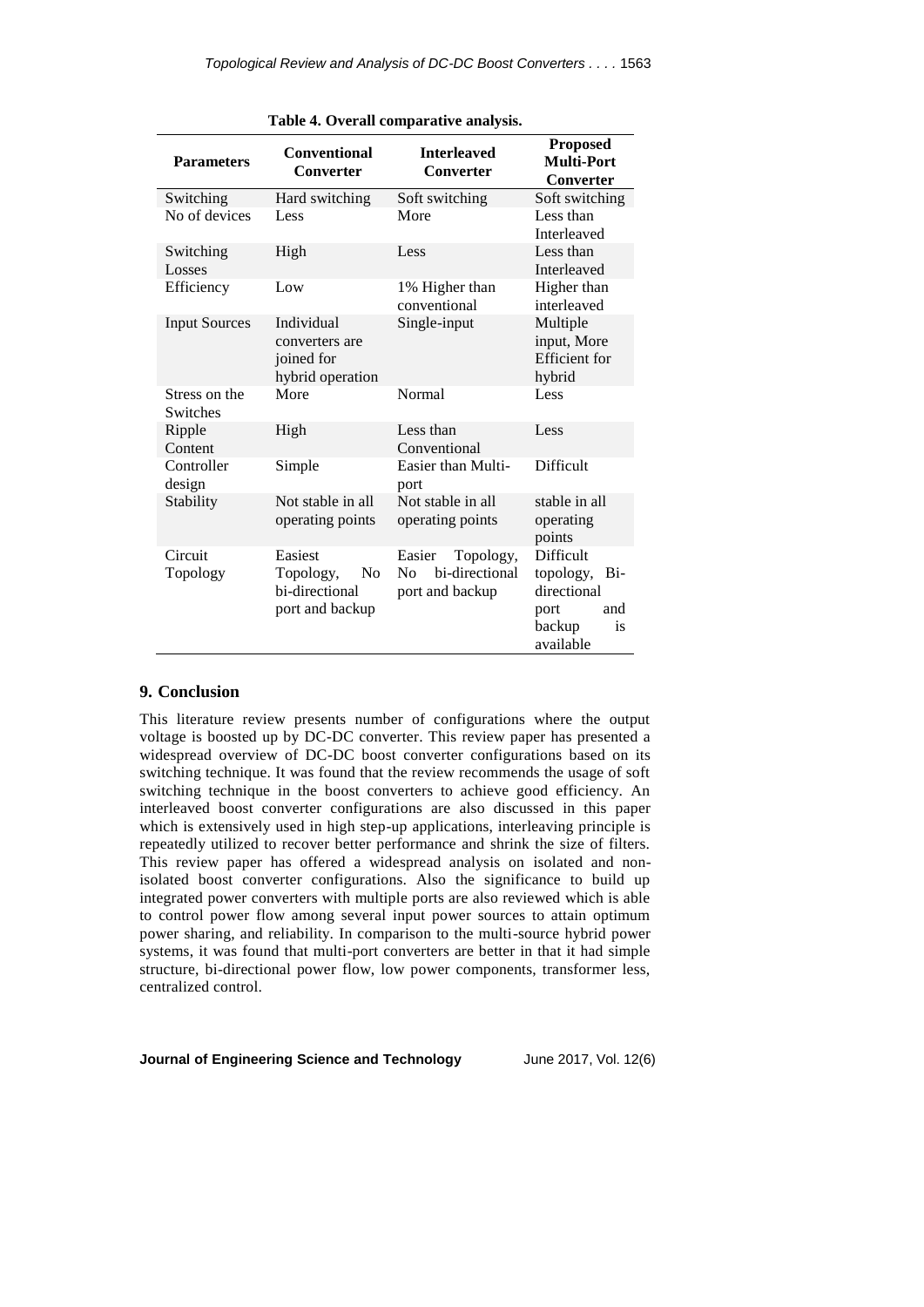**Table 4. Overall comparative analysis.**

| Parameters | Conventional Converter | Interleaved Converter | Proposed Multi-Port Converter |
|---|---|---|---|
| Switching | Hard switching | Soft switching | Soft switching |
| No of devices | Less | More | Less than Interleaved |
| Switching Losses | High | Less | Less than Interleaved |
| Efficiency | Low | 1% Higher than conventional | Higher than interleaved |
| Input Sources | Individual converters are joined for hybrid operation | Single-input | Multiple input, More Efficient for hybrid |
| Stress on the Switches | More | Normal | Less |
| Ripple Content | High | Less than Conventional | Less |
| Controller design | Simple | Easier than Multi-port | Difficult |
| Stability | Not stable in all operating points | Not stable in all operating points | stable in all operating points |
| Circuit Topology | Easiest Topology, No bi-directional port and backup | Easier Topology, No bi-directional port and backup | Difficult topology, Bi-directional port and backup is available |

## 9. Conclusion

This literature review presents number of configurations where the output voltage is boosted up by DC-DC converter. This review paper has presented a widespread overview of DC-DC boost converter configurations based on its switching technique. It was found that the review recommends the usage of soft switching technique in the boost converters to achieve good efficiency. An interleaved boost converter configurations are also discussed in this paper which is extensively used in high step-up applications, interleaving principle is repeatedly utilized to recover better performance and shrink the size of filters. This review paper has offered a widespread analysis on isolated and non-isolated boost converter configurations. Also the significance to build up integrated power converters with multiple ports are also reviewed which is able to control power flow among several input power sources to attain optimum power sharing, and reliability. In comparison to the multi-source hybrid power systems, it was found that multi-port converters are better in that it had simple structure, bi-directional power flow, low power components, transformer less, centralized control.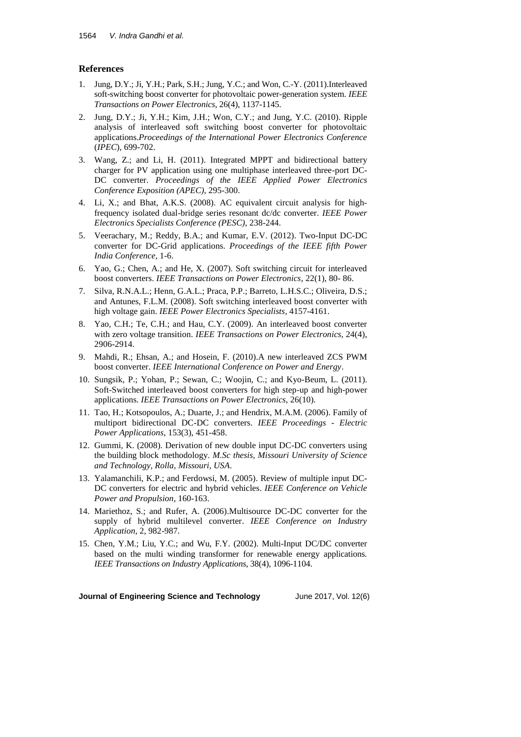## References

1. Jung, D.Y.; Ji, Y.H.; Park, S.H.; Jung, Y.C.; and Won, C.-Y. (2011).Interleaved soft-switching boost converter for photovoltaic power-generation system. *IEEE Transactions on Power Electronics*, 26(4), 1137-1145.
2. Jung, D.Y.; Ji, Y.H.; Kim, J.H.; Won, C.Y.; and Jung, Y.C. (2010). Ripple analysis of interleaved soft switching boost converter for photovoltaic applications.*Proceedings of the International Power Electronics Conference* (*IPEC*), 699-702.
3. Wang, Z.; and Li, H. (2011). Integrated MPPT and bidirectional battery charger for PV application using one multiphase interleaved three-port DC-DC converter. *Proceedings of the IEEE Applied Power Electronics Conference Exposition (APEC)*, 295-300.
4. Li, X.; and Bhat, A.K.S. (2008). AC equivalent circuit analysis for high-frequency isolated dual-bridge series resonant dc/dc converter. *IEEE Power Electronics Specialists Conference (PESC)*, 238-244.
5. Veerachary, M.; Reddy, B.A.; and Kumar, E.V. (2012). Two-Input DC-DC converter for DC-Grid applications. *Proceedings of the IEEE fifth Power India Conference*, 1-6.
6. Yao, G.; Chen, A.; and He, X. (2007). Soft switching circuit for interleaved boost converters. *IEEE Transactions on Power Electronics*, 22(1), 80- 86.
7. Silva, R.N.A.L.; Henn, G.A.L.; Praca, P.P.; Barreto, L.H.S.C.; Oliveira, D.S.; and Antunes, F.L.M. (2008). Soft switching interleaved boost converter with high voltage gain. *IEEE Power Electronics Specialists*, 4157-4161.
8. Yao, C.H.; Te, C.H.; and Hau, C.Y. (2009). An interleaved boost converter with zero voltage transition. *IEEE Transactions on Power Electronics*, 24(4), 2906-2914.
9. Mahdi, R.; Ehsan, A.; and Hosein, F. (2010).A new interleaved ZCS PWM boost converter. *IEEE International Conference on Power and Energy*.
10. Sungsik, P.; Yohan, P.; Sewan, C.; Woojin, C.; and Kyo-Beum, L. (2011). Soft-Switched interleaved boost converters for high step-up and high-power applications. *IEEE Transactions on Power Electronics*, 26(10).
11. Tao, H.; Kotsopoulos, A.; Duarte, J.; and Hendrix, M.A.M. (2006). Family of multiport bidirectional DC-DC converters. *IEEE Proceedings - Electric Power Applications*, 153(3), 451-458.
12. Gummi, K. (2008). Derivation of new double input DC-DC converters using the building block methodology. *M.Sc thesis*, *Missouri University of Science and Technology*, *Rolla*, *Missouri*, *USA*.
13. Yalamanchili, K.P.; and Ferdowsi, M. (2005). Review of multiple input DC-DC converters for electric and hybrid vehicles. *IEEE Conference on Vehicle Power and Propulsion*, 160-163.
14. Mariethoz, S.; and Rufer, A. (2006).Multisource DC-DC converter for the supply of hybrid multilevel converter. *IEEE Conference on Industry Application*, 2, 982-987.
15. Chen, Y.M.; Liu, Y.C.; and Wu, F.Y. (2002). Multi-Input DC/DC converter based on the multi winding transformer for renewable energy applications. *IEEE Transactions on Industry Applications*, 38(4), 1096-1104.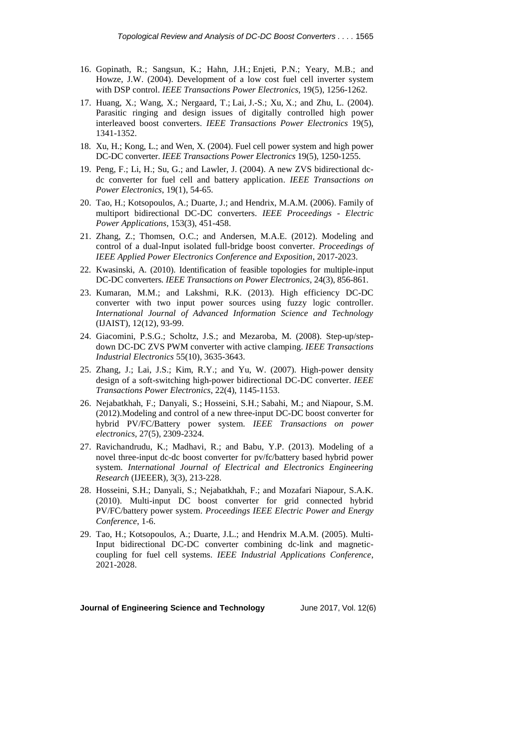16. Gopinath, R.; Sangsun, K.; Hahn, J.H.; Enjeti, P.N.; Yeary, M.B.; and Howze, J.W. (2004). Development of a low cost fuel cell inverter system with DSP control. *IEEE Transactions Power Electronics*, 19(5), 1256-1262.
17. Huang, X.; Wang, X.; Nergaard, T.; Lai, J.-S.; Xu, X.; and Zhu, L. (2004). Parasitic ringing and design issues of digitally controlled high power interleaved boost converters. *IEEE Transactions Power Electronics* 19(5), 1341-1352.
18. Xu, H.; Kong, L.; and Wen, X. (2004). Fuel cell power system and high power DC-DC converter. *IEEE Transactions Power Electronics* 19(5), 1250-1255.
19. Peng, F.; Li, H.; Su, G.; and Lawler, J. (2004). A new ZVS bidirectional dc-dc converter for fuel cell and battery application. *IEEE Transactions on Power Electronics*, 19(1), 54-65.
20. Tao, H.; Kotsopoulos, A.; Duarte, J.; and Hendrix, M.A.M. (2006). Family of multiport bidirectional DC-DC converters. *IEEE Proceedings - Electric Power Applications*, 153(3), 451-458.
21. Zhang, Z.; Thomsen, O.C.; and Andersen, M.A.E. (2012). Modeling and control of a dual-Input isolated full-bridge boost converter. *Proceedings of IEEE Applied Power Electronics Conference and Exposition*, 2017-2023.
22. Kwasinski, A. (2010). Identification of feasible topologies for multiple-input DC-DC converters. *IEEE Transactions on Power Electronics*, 24(3), 856-861.
23. Kumaran, M.M.; and Lakshmi, R.K. (2013). High efficiency DC-DC converter with two input power sources using fuzzy logic controller. *International Journal of Advanced Information Science and Technology* (IJAIST), 12(12), 93-99.
24. Giacomini, P.S.G.; Scholtz, J.S.; and Mezaroba, M. (2008). Step-up/step-down DC-DC ZVS PWM converter with active clamping. *IEEE Transactions Industrial Electronics* 55(10), 3635-3643.
25. Zhang, J.; Lai, J.S.; Kim, R.Y.; and Yu, W. (2007). High-power density design of a soft-switching high-power bidirectional DC-DC converter. *IEEE Transactions Power Electronics*, 22(4), 1145-1153.
26. Nejabatkhah, F.; Danyali, S.; Hosseini, S.H.; Sabahi, M.; and Niapour, S.M. (2012).Modeling and control of a new three-input DC-DC boost converter for hybrid PV/FC/Battery power system. *IEEE Transactions on power electronics*, 27(5), 2309-2324.
27. Ravichandrudu, K.; Madhavi, R.; and Babu, Y.P. (2013). Modeling of a novel three-input dc-dc boost converter for pv/fc/battery based hybrid power system. *International Journal of Electrical and Electronics Engineering Research* (IJEEER), 3(3), 213-228.
28. Hosseini, S.H.; Danyali, S.; Nejabatkhah, F.; and Mozafari Niapour, S.A.K. (2010). Multi-input DC boost converter for grid connected hybrid PV/FC/battery power system. *Proceedings IEEE Electric Power and Energy Conference*, 1-6.
29. Tao, H.; Kotsopoulos, A.; Duarte, J.L.; and Hendrix M.A.M. (2005). Multi-Input bidirectional DC-DC converter combining dc-link and magnetic-coupling for fuel cell systems. *IEEE Industrial Applications Conference*, 2021-2028.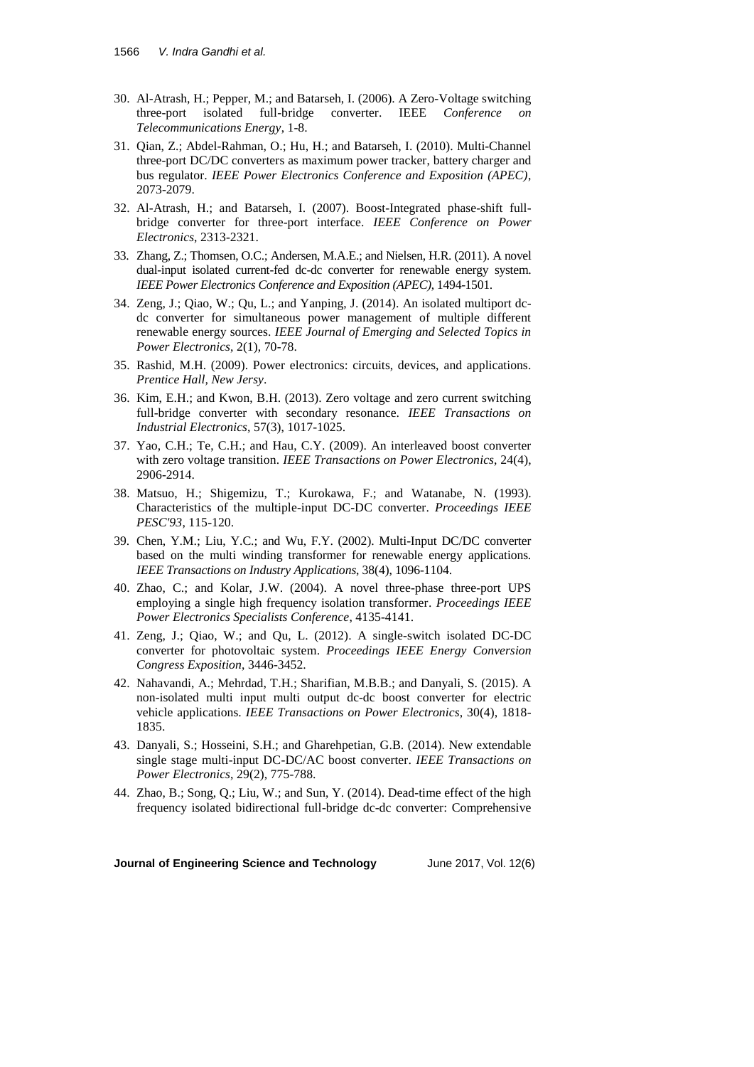30. Al-Atrash, H.; Pepper, M.; and Batarseh, I. (2006). A Zero-Voltage switching three-port isolated full-bridge converter. IEEE *Conference on Telecommunications Energy*, 1-8.
31. Qian, Z.; Abdel-Rahman, O.; Hu, H.; and Batarseh, I. (2010). Multi-Channel three-port DC/DC converters as maximum power tracker, battery charger and bus regulator. *IEEE Power Electronics Conference and Exposition (APEC)*, 2073-2079.
32. Al-Atrash, H.; and Batarseh, I. (2007). Boost-Integrated phase-shift full-bridge converter for three-port interface. *IEEE Conference on Power Electronics*, 2313-2321.
33. Zhang, Z.; Thomsen, O.C.; Andersen, M.A.E.; and Nielsen, H.R. (2011). A novel dual-input isolated current-fed dc-dc converter for renewable energy system. *IEEE Power Electronics Conference and Exposition (APEC)*, 1494-1501.
34. Zeng, J.; Qiao, W.; Qu, L.; and Yanping, J. (2014). An isolated multiport dc-dc converter for simultaneous power management of multiple different renewable energy sources. *IEEE Journal of Emerging and Selected Topics in Power Electronics*, 2(1), 70-78.
35. Rashid, M.H. (2009). Power electronics: circuits, devices, and applications. *Prentice Hall, New Jersy*.
36. Kim, E.H.; and Kwon, B.H. (2013). Zero voltage and zero current switching full-bridge converter with secondary resonance. *IEEE Transactions on Industrial Electronics*, 57(3), 1017-1025.
37. Yao, C.H.; Te, C.H.; and Hau, C.Y. (2009). An interleaved boost converter with zero voltage transition. *IEEE Transactions on Power Electronics*, 24(4), 2906-2914.
38. Matsuo, H.; Shigemizu, T.; Kurokawa, F.; and Watanabe, N. (1993). Characteristics of the multiple-input DC-DC converter. *Proceedings IEEE PESC'93*, 115-120.
39. Chen, Y.M.; Liu, Y.C.; and Wu, F.Y. (2002). Multi-Input DC/DC converter based on the multi winding transformer for renewable energy applications. *IEEE Transactions on Industry Applications*, 38(4), 1096-1104.
40. Zhao, C.; and Kolar, J.W. (2004). A novel three-phase three-port UPS employing a single high frequency isolation transformer. *Proceedings IEEE Power Electronics Specialists Conference*, 4135-4141.
41. Zeng, J.; Qiao, W.; and Qu, L. (2012). A single-switch isolated DC-DC converter for photovoltaic system. *Proceedings IEEE Energy Conversion Congress Exposition*, 3446-3452.
42. Nahavandi, A.; Mehrdad, T.H.; Sharifian, M.B.B.; and Danyali, S. (2015). A non-isolated multi input multi output dc-dc boost converter for electric vehicle applications. *IEEE Transactions on Power Electronics*, 30(4), 1818-1835.
43. Danyali, S.; Hosseini, S.H.; and Gharehpetian, G.B. (2014). New extendable single stage multi-input DC-DC/AC boost converter. *IEEE Transactions on Power Electronics*, 29(2), 775-788.
44. Zhao, B.; Song, Q.; Liu, W.; and Sun, Y. (2014). Dead-time effect of the high frequency isolated bidirectional full-bridge dc-dc converter: Comprehensive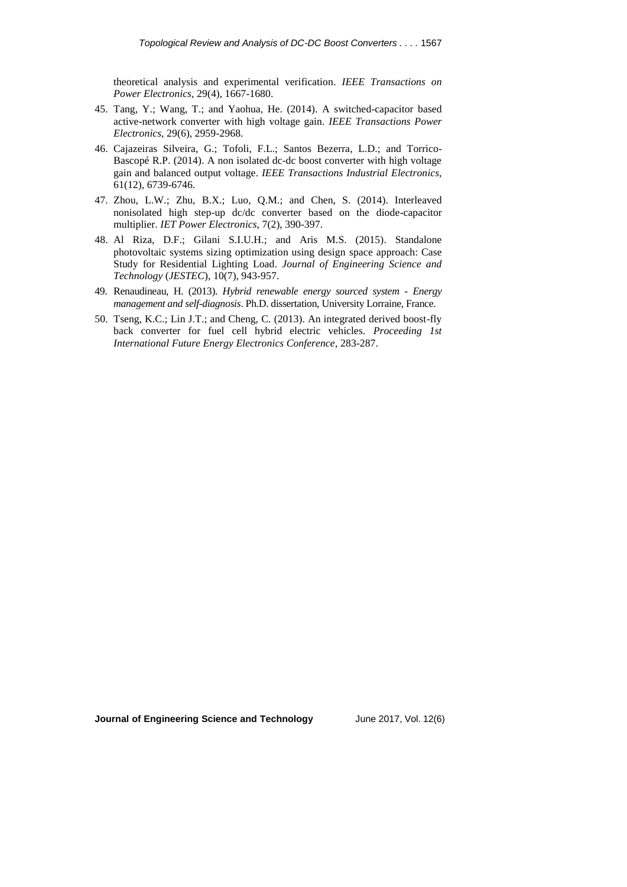theoretical analysis and experimental verification. *IEEE Transactions on Power Electronics*, 29(4), 1667-1680.

45. Tang, Y.; Wang, T.; and Yaohua, He. (2014). A switched-capacitor based active-network converter with high voltage gain. *IEEE Transactions Power Electronics*, 29(6), 2959-2968.
46. Cajazeiras Silveira, G.; Tofoli, F.L.; Santos Bezerra, L.D.; and Torrico-Bascopé R.P. (2014). A non isolated dc-dc boost converter with high voltage gain and balanced output voltage. *IEEE Transactions Industrial Electronics*, 61(12), 6739-6746.
47. Zhou, L.W.; Zhu, B.X.; Luo, Q.M.; and Chen, S. (2014). Interleaved nonisolated high step-up dc/dc converter based on the diode-capacitor multiplier. *IET Power Electronics*, 7(2), 390-397.
48. Al Riza, D.F.; Gilani S.I.U.H.; and Aris M.S. (2015). Standalone photovoltaic systems sizing optimization using design space approach: Case Study for Residential Lighting Load. *Journal of Engineering Science and Technology* (*JESTEC*), 10(7), 943-957.
49. Renaudineau, H. (2013). *Hybrid renewable energy sourced system - Energy management and self-diagnosis*. Ph.D. dissertation, University Lorraine, France.
50. Tseng, K.C.; Lin J.T.; and Cheng, C. (2013). An integrated derived boost-fly back converter for fuel cell hybrid electric vehicles. *Proceeding 1st International Future Energy Electronics Conference*, 283-287.